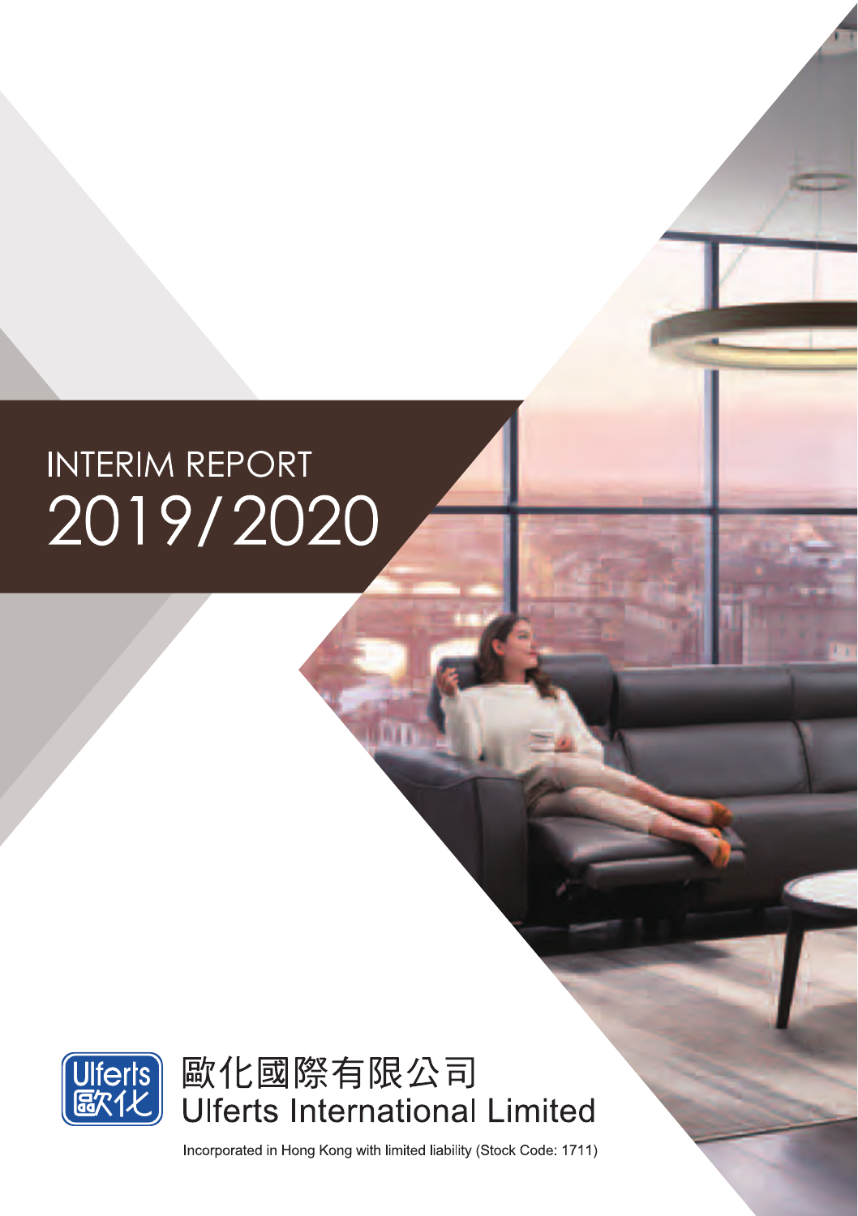# INTERIM REPORT 2019/2020

歐化國際有限公司
Ulferts International Limited

Incorporated in Hong Kong with limited liability (Stock Code: 1711)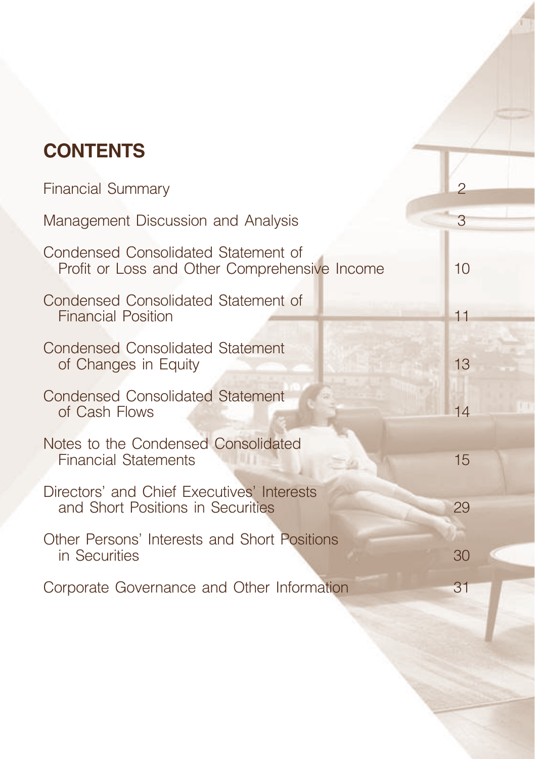# CONTENTS

| | |
|---|---|
| Financial Summary | 2 |
| Management Discussion and Analysis | 3 |
| Condensed Consolidated Statement of Profit or Loss and Other Comprehensive Income | 10 |
| Condensed Consolidated Statement of Financial Position | 11 |
| Condensed Consolidated Statement of Changes in Equity | 13 |
| Condensed Consolidated Statement of Cash Flows | 14 |
| Notes to the Condensed Consolidated Financial Statements | 15 |
| Directors' and Chief Executives' Interests and Short Positions in Securities | 29 |
| Other Persons' Interests and Short Positions in Securities | 30 |
| Corporate Governance and Other Information | 31 |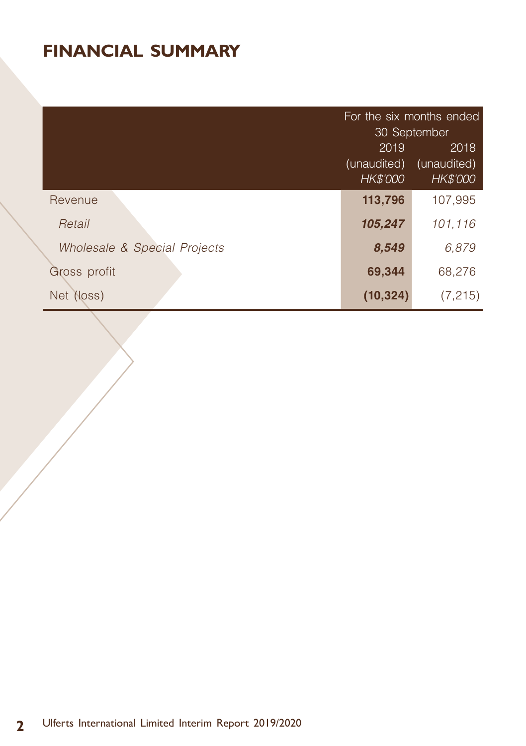# FINANCIAL SUMMARY

| | For the six months ended 30 September | |
|---|---|---|
| | 2019 (unaudited) *HK$'000* | 2018 (unaudited) *HK$'000* |
| Revenue | **113,796** | 107,995 |
| *Retail* | ***105,247*** | *101,116* |
| *Wholesale & Special Projects* | ***8,549*** | *6,879* |
| Gross profit | **69,344** | 68,276 |
| Net (loss) | **(10,324)** | (7,215) |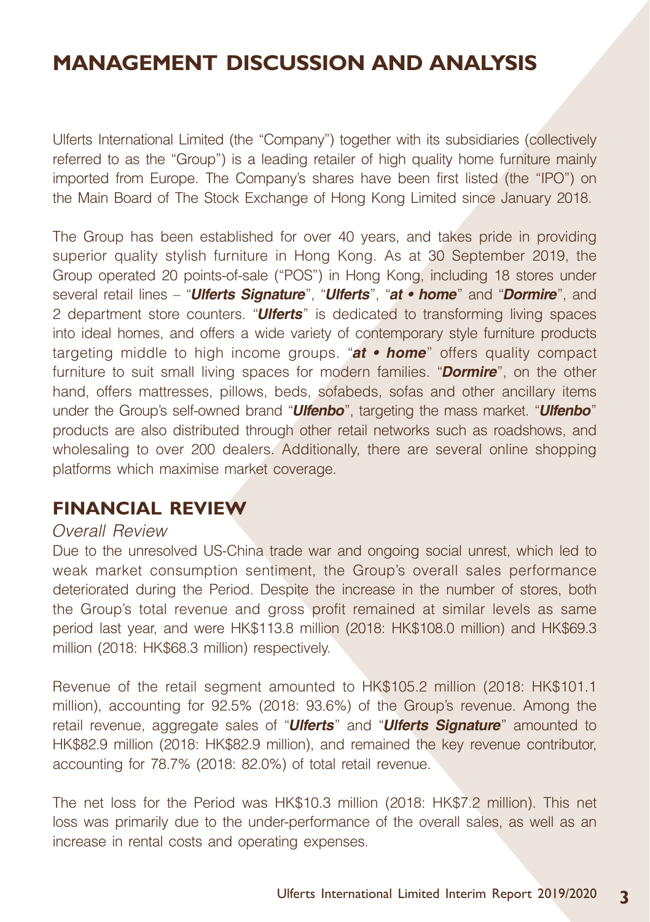# MANAGEMENT DISCUSSION AND ANALYSIS

Ulferts International Limited (the "Company") together with its subsidiaries (collectively referred to as the "Group") is a leading retailer of high quality home furniture mainly imported from Europe. The Company's shares have been first listed (the "IPO") on the Main Board of The Stock Exchange of Hong Kong Limited since January 2018.

The Group has been established for over 40 years, and takes pride in providing superior quality stylish furniture in Hong Kong. As at 30 September 2019, the Group operated 20 points-of-sale ("POS") in Hong Kong, including 18 stores under several retail lines – "***Ulferts Signature***", "***Ulferts***", "***at • home***" and "***Dormire***", and 2 department store counters. "***Ulferts***" is dedicated to transforming living spaces into ideal homes, and offers a wide variety of contemporary style furniture products targeting middle to high income groups. "***at • home***" offers quality compact furniture to suit small living spaces for modern families. "***Dormire***", on the other hand, offers mattresses, pillows, beds, sofabeds, sofas and other ancillary items under the Group's self-owned brand "***Ulfenbo***", targeting the mass market. "***Ulfenbo***" products are also distributed through other retail networks such as roadshows, and wholesaling to over 200 dealers. Additionally, there are several online shopping platforms which maximise market coverage.

## FINANCIAL REVIEW

*Overall Review*

Due to the unresolved US-China trade war and ongoing social unrest, which led to weak market consumption sentiment, the Group's overall sales performance deteriorated during the Period. Despite the increase in the number of stores, both the Group's total revenue and gross profit remained at similar levels as same period last year, and were HK$113.8 million (2018: HK$108.0 million) and HK$69.3 million (2018: HK$68.3 million) respectively.

Revenue of the retail segment amounted to HK$105.2 million (2018: HK$101.1 million), accounting for 92.5% (2018: 93.6%) of the Group's revenue. Among the retail revenue, aggregate sales of "***Ulferts***" and "***Ulferts Signature***" amounted to HK$82.9 million (2018: HK$82.9 million), and remained the key revenue contributor, accounting for 78.7% (2018: 82.0%) of total retail revenue.

The net loss for the Period was HK$10.3 million (2018: HK$7.2 million). This net loss was primarily due to the under-performance of the overall sales, as well as an increase in rental costs and operating expenses.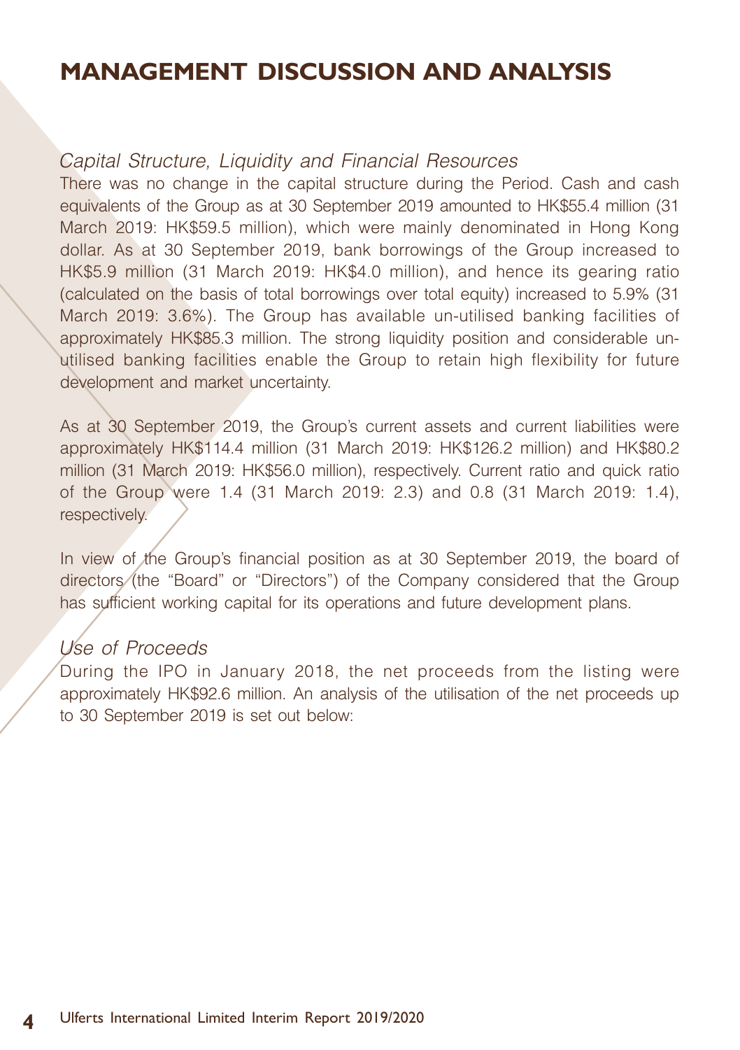# MANAGEMENT DISCUSSION AND ANALYSIS

*Capital Structure, Liquidity and Financial Resources*

There was no change in the capital structure during the Period. Cash and cash equivalents of the Group as at 30 September 2019 amounted to HK$55.4 million (31 March 2019: HK$59.5 million), which were mainly denominated in Hong Kong dollar. As at 30 September 2019, bank borrowings of the Group increased to HK$5.9 million (31 March 2019: HK$4.0 million), and hence its gearing ratio (calculated on the basis of total borrowings over total equity) increased to 5.9% (31 March 2019: 3.6%). The Group has available un-utilised banking facilities of approximately HK$85.3 million. The strong liquidity position and considerable un-utilised banking facilities enable the Group to retain high flexibility for future development and market uncertainty.

As at 30 September 2019, the Group's current assets and current liabilities were approximately HK$114.4 million (31 March 2019: HK$126.2 million) and HK$80.2 million (31 March 2019: HK$56.0 million), respectively. Current ratio and quick ratio of the Group were 1.4 (31 March 2019: 2.3) and 0.8 (31 March 2019: 1.4), respectively.

In view of the Group's financial position as at 30 September 2019, the board of directors (the "Board" or "Directors") of the Company considered that the Group has sufficient working capital for its operations and future development plans.

*Use of Proceeds*

During the IPO in January 2018, the net proceeds from the listing were approximately HK$92.6 million. An analysis of the utilisation of the net proceeds up to 30 September 2019 is set out below: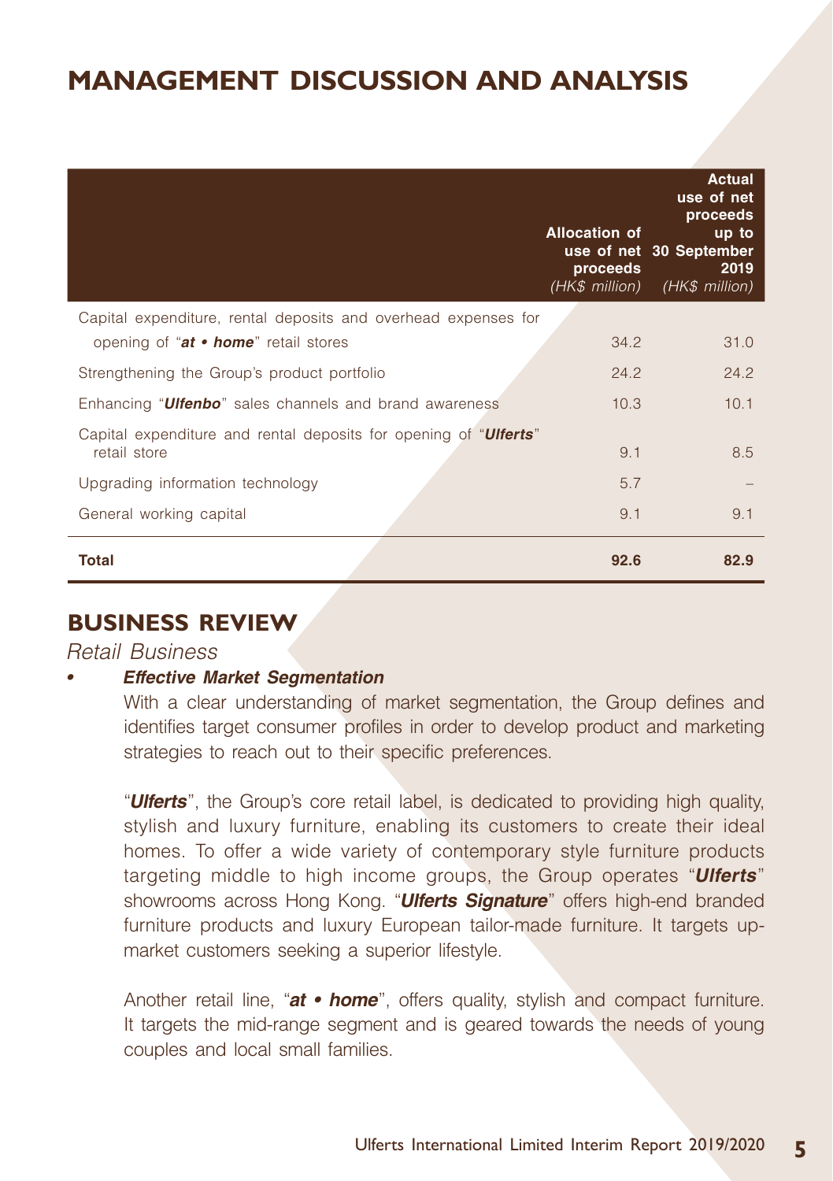# MANAGEMENT DISCUSSION AND ANALYSIS

| | Allocation of use of net proceeds *(HK$ million)* | Actual use of net proceeds up to 30 September 2019 *(HK$ million)* |
|---|---|---|
| Capital expenditure, rental deposits and overhead expenses for opening of "***at • home***" retail stores | 34.2 | 31.0 |
| Strengthening the Group's product portfolio | 24.2 | 24.2 |
| Enhancing "***Ulfenbo***" sales channels and brand awareness | 10.3 | 10.1 |
| Capital expenditure and rental deposits for opening of "***Ulferts***" retail store | 9.1 | 8.5 |
| Upgrading information technology | 5.7 | – |
| General working capital | 9.1 | 9.1 |
| **Total** | **92.6** | **82.9** |

## BUSINESS REVIEW

*Retail Business*

- ***Effective Market Segmentation***

  With a clear understanding of market segmentation, the Group defines and identifies target consumer profiles in order to develop product and marketing strategies to reach out to their specific preferences.

  "***Ulferts***", the Group's core retail label, is dedicated to providing high quality, stylish and luxury furniture, enabling its customers to create their ideal homes. To offer a wide variety of contemporary style furniture products targeting middle to high income groups, the Group operates "***Ulferts***" showrooms across Hong Kong. "***Ulferts Signature***" offers high-end branded furniture products and luxury European tailor-made furniture. It targets up-market customers seeking a superior lifestyle.

  Another retail line, "***at • home***", offers quality, stylish and compact furniture. It targets the mid-range segment and is geared towards the needs of young couples and local small families.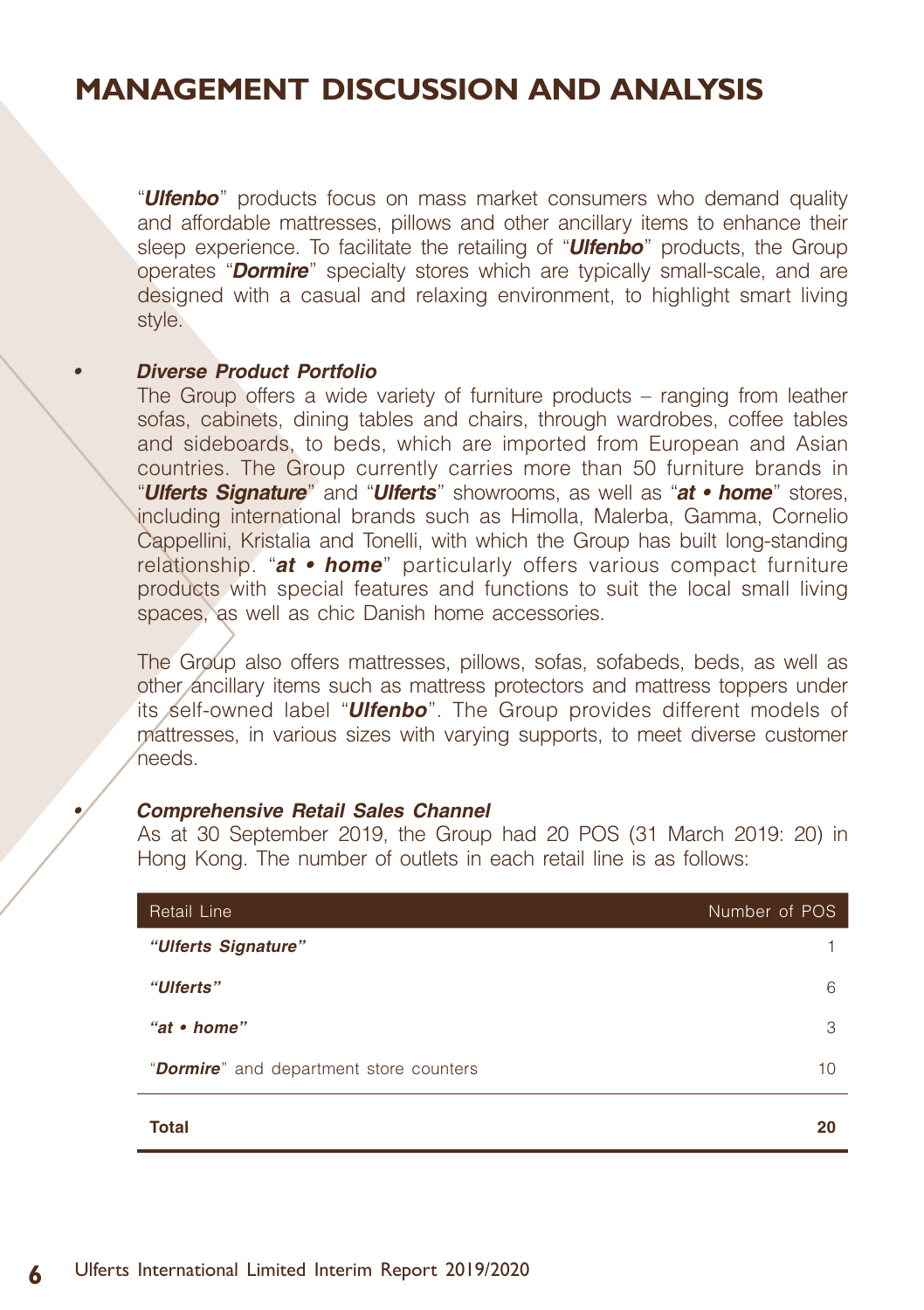# MANAGEMENT DISCUSSION AND ANALYSIS

"***Ulfenbo***" products focus on mass market consumers who demand quality and affordable mattresses, pillows and other ancillary items to enhance their sleep experience. To facilitate the retailing of "***Ulfenbo***" products, the Group operates "***Dormire***" specialty stores which are typically small-scale, and are designed with a casual and relaxing environment, to highlight smart living style.

- ***Diverse Product Portfolio***

  The Group offers a wide variety of furniture products – ranging from leather sofas, cabinets, dining tables and chairs, through wardrobes, coffee tables and sideboards, to beds, which are imported from European and Asian countries. The Group currently carries more than 50 furniture brands in "***Ulferts Signature***" and "***Ulferts***" showrooms, as well as "***at • home***" stores, including international brands such as Himolla, Malerba, Gamma, Cornelio Cappellini, Kristalia and Tonelli, with which the Group has built long-standing relationship. "***at • home***" particularly offers various compact furniture products with special features and functions to suit the local small living spaces, as well as chic Danish home accessories.

  The Group also offers mattresses, pillows, sofas, sofabeds, beds, as well as other ancillary items such as mattress protectors and mattress toppers under its self-owned label "***Ulfenbo***". The Group provides different models of mattresses, in various sizes with varying supports, to meet diverse customer needs.

- ***Comprehensive Retail Sales Channel***

  As at 30 September 2019, the Group had 20 POS (31 March 2019: 20) in Hong Kong. The number of outlets in each retail line is as follows:

| Retail Line | Number of POS |
|---|---|
| ***"Ulferts Signature"*** | 1 |
| ***"Ulferts"*** | 6 |
| ***"at • home"*** | 3 |
| "***Dormire***" and department store counters | 10 |
| **Total** | **20** |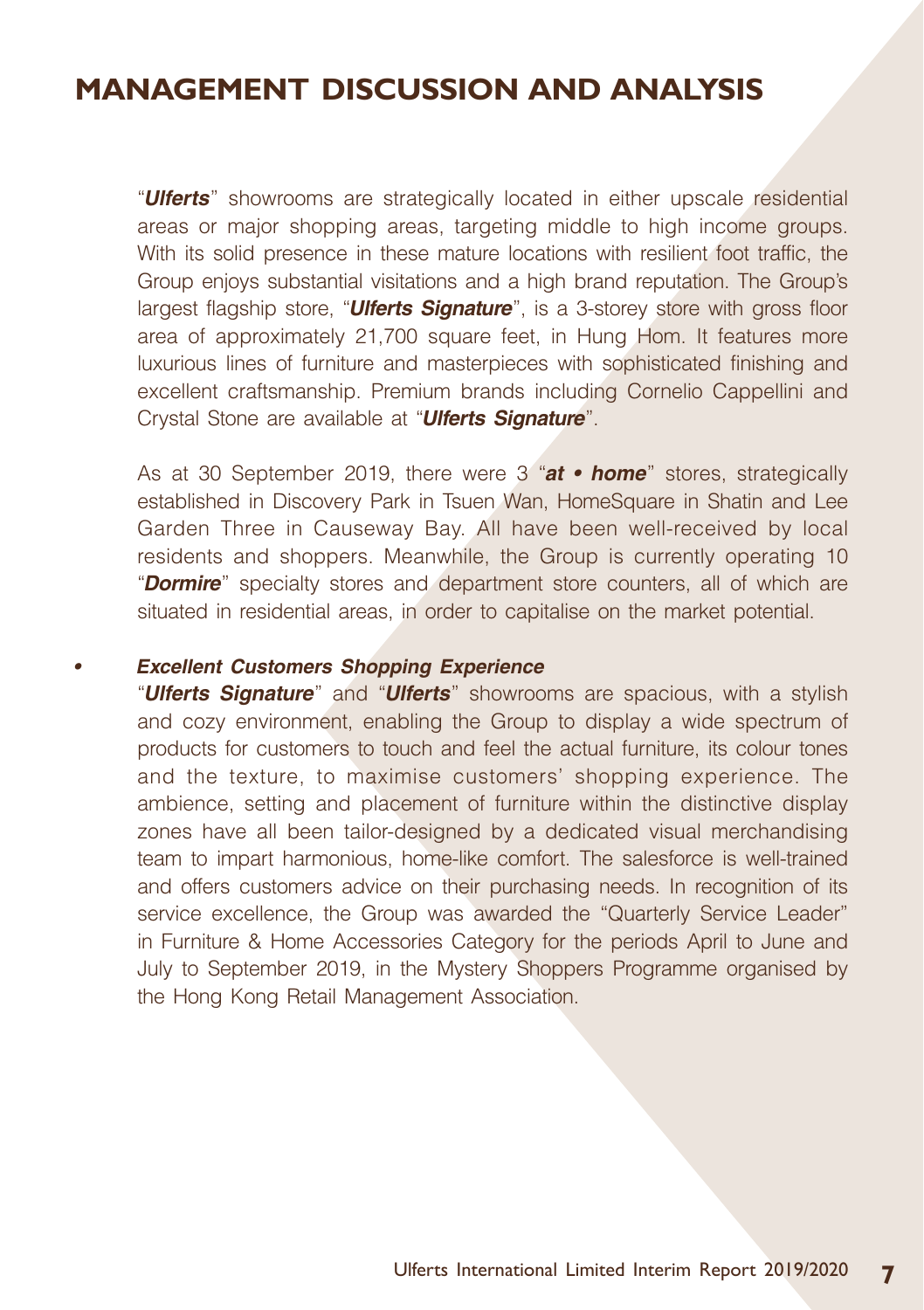# MANAGEMENT DISCUSSION AND ANALYSIS

"***Ulferts***" showrooms are strategically located in either upscale residential areas or major shopping areas, targeting middle to high income groups. With its solid presence in these mature locations with resilient foot traffic, the Group enjoys substantial visitations and a high brand reputation. The Group's largest flagship store, "***Ulferts Signature***", is a 3-storey store with gross floor area of approximately 21,700 square feet, in Hung Hom. It features more luxurious lines of furniture and masterpieces with sophisticated finishing and excellent craftsmanship. Premium brands including Cornelio Cappellini and Crystal Stone are available at "***Ulferts Signature***".

As at 30 September 2019, there were 3 "***at • home***" stores, strategically established in Discovery Park in Tsuen Wan, HomeSquare in Shatin and Lee Garden Three in Causeway Bay. All have been well-received by local residents and shoppers. Meanwhile, the Group is currently operating 10 "***Dormire***" specialty stores and department store counters, all of which are situated in residential areas, in order to capitalise on the market potential.

- ***Excellent Customers Shopping Experience***

  "***Ulferts Signature***" and "***Ulferts***" showrooms are spacious, with a stylish and cozy environment, enabling the Group to display a wide spectrum of products for customers to touch and feel the actual furniture, its colour tones and the texture, to maximise customers' shopping experience. The ambience, setting and placement of furniture within the distinctive display zones have all been tailor-designed by a dedicated visual merchandising team to impart harmonious, home-like comfort. The salesforce is well-trained and offers customers advice on their purchasing needs. In recognition of its service excellence, the Group was awarded the "Quarterly Service Leader" in Furniture & Home Accessories Category for the periods April to June and July to September 2019, in the Mystery Shoppers Programme organised by the Hong Kong Retail Management Association.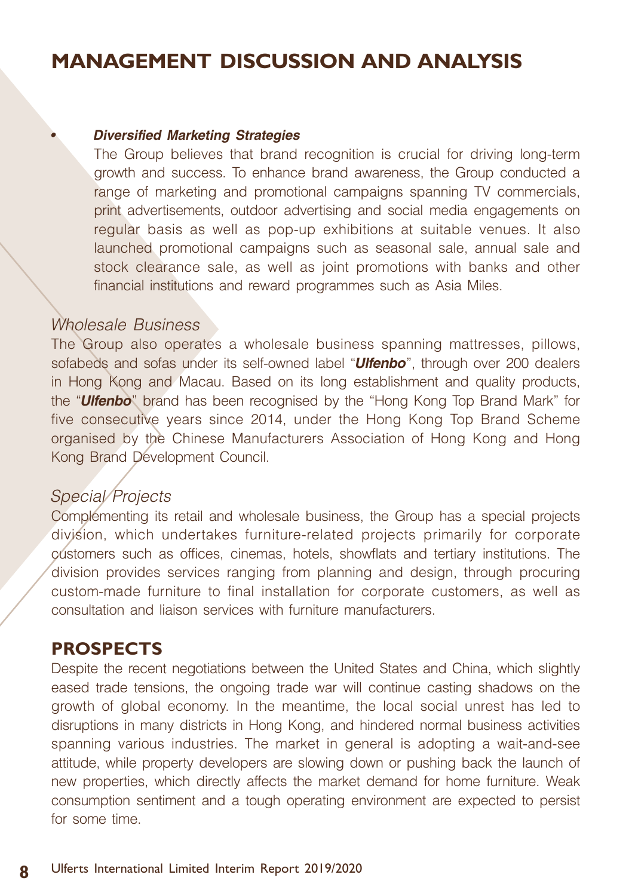# MANAGEMENT DISCUSSION AND ANALYSIS

- ***Diversified Marketing Strategies***

  The Group believes that brand recognition is crucial for driving long-term growth and success. To enhance brand awareness, the Group conducted a range of marketing and promotional campaigns spanning TV commercials, print advertisements, outdoor advertising and social media engagements on regular basis as well as pop-up exhibitions at suitable venues. It also launched promotional campaigns such as seasonal sale, annual sale and stock clearance sale, as well as joint promotions with banks and other financial institutions and reward programmes such as Asia Miles.

### *Wholesale Business*

The Group also operates a wholesale business spanning mattresses, pillows, sofabeds and sofas under its self-owned label "***Ulfenbo***", through over 200 dealers in Hong Kong and Macau. Based on its long establishment and quality products, the "***Ulfenbo***" brand has been recognised by the "Hong Kong Top Brand Mark" for five consecutive years since 2014, under the Hong Kong Top Brand Scheme organised by the Chinese Manufacturers Association of Hong Kong and Hong Kong Brand Development Council.

### *Special Projects*

Complementing its retail and wholesale business, the Group has a special projects division, which undertakes furniture-related projects primarily for corporate customers such as offices, cinemas, hotels, showflats and tertiary institutions. The division provides services ranging from planning and design, through procuring custom-made furniture to final installation for corporate customers, as well as consultation and liaison services with furniture manufacturers.

## PROSPECTS

Despite the recent negotiations between the United States and China, which slightly eased trade tensions, the ongoing trade war will continue casting shadows on the growth of global economy. In the meantime, the local social unrest has led to disruptions in many districts in Hong Kong, and hindered normal business activities spanning various industries. The market in general is adopting a wait-and-see attitude, while property developers are slowing down or pushing back the launch of new properties, which directly affects the market demand for home furniture. Weak consumption sentiment and a tough operating environment are expected to persist for some time.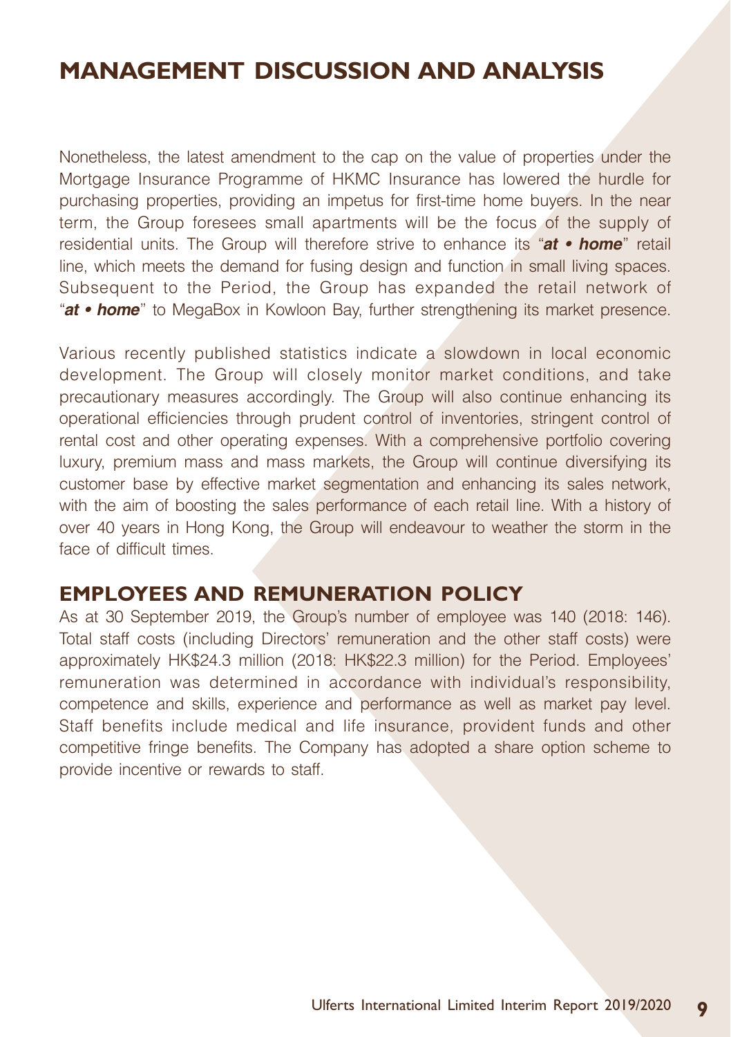# MANAGEMENT DISCUSSION AND ANALYSIS

Nonetheless, the latest amendment to the cap on the value of properties under the Mortgage Insurance Programme of HKMC Insurance has lowered the hurdle for purchasing properties, providing an impetus for first-time home buyers. In the near term, the Group foresees small apartments will be the focus of the supply of residential units. The Group will therefore strive to enhance its "***at • home***" retail line, which meets the demand for fusing design and function in small living spaces. Subsequent to the Period, the Group has expanded the retail network of "***at • home***" to MegaBox in Kowloon Bay, further strengthening its market presence.

Various recently published statistics indicate a slowdown in local economic development. The Group will closely monitor market conditions, and take precautionary measures accordingly. The Group will also continue enhancing its operational efficiencies through prudent control of inventories, stringent control of rental cost and other operating expenses. With a comprehensive portfolio covering luxury, premium mass and mass markets, the Group will continue diversifying its customer base by effective market segmentation and enhancing its sales network, with the aim of boosting the sales performance of each retail line. With a history of over 40 years in Hong Kong, the Group will endeavour to weather the storm in the face of difficult times.

## EMPLOYEES AND REMUNERATION POLICY

As at 30 September 2019, the Group's number of employee was 140 (2018: 146). Total staff costs (including Directors' remuneration and the other staff costs) were approximately HK$24.3 million (2018: HK$22.3 million) for the Period. Employees' remuneration was determined in accordance with individual's responsibility, competence and skills, experience and performance as well as market pay level. Staff benefits include medical and life insurance, provident funds and other competitive fringe benefits. The Company has adopted a share option scheme to provide incentive or rewards to staff.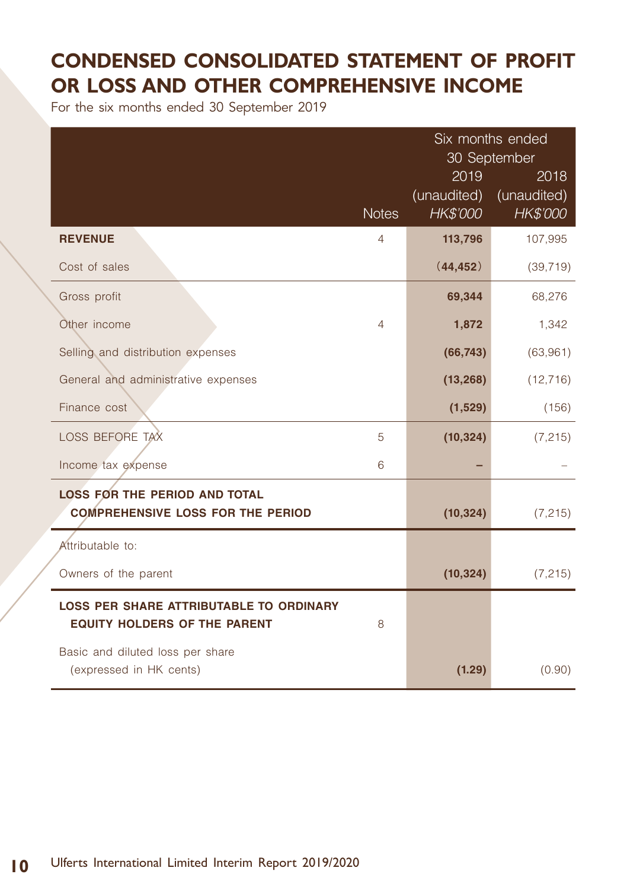# CONDENSED CONSOLIDATED STATEMENT OF PROFIT OR LOSS AND OTHER COMPREHENSIVE INCOME

For the six months ended 30 September 2019

| | Notes | Six months ended 30 September 2019 (unaudited) *HK$'000* | 2018 (unaudited) *HK$'000* |
|---|---|---|---|
| **REVENUE** | 4 | **113,796** | 107,995 |
| Cost of sales | | **(44,452)** | (39,719) |
| Gross profit | | **69,344** | 68,276 |
| Other income | 4 | **1,872** | 1,342 |
| Selling and distribution expenses | | **(66,743)** | (63,961) |
| General and administrative expenses | | **(13,268)** | (12,716) |
| Finance cost | | **(1,529)** | (156) |
| LOSS BEFORE TAX | 5 | **(10,324)** | (7,215) |
| Income tax expense | 6 | **–** | – |
| **LOSS FOR THE PERIOD AND TOTAL COMPREHENSIVE LOSS FOR THE PERIOD** | | **(10,324)** | (7,215) |
| Attributable to: | | | |
| Owners of the parent | | **(10,324)** | (7,215) |
| **LOSS PER SHARE ATTRIBUTABLE TO ORDINARY EQUITY HOLDERS OF THE PARENT** | 8 | | |
| Basic and diluted loss per share (expressed in HK cents) | | **(1.29)** | (0.90) |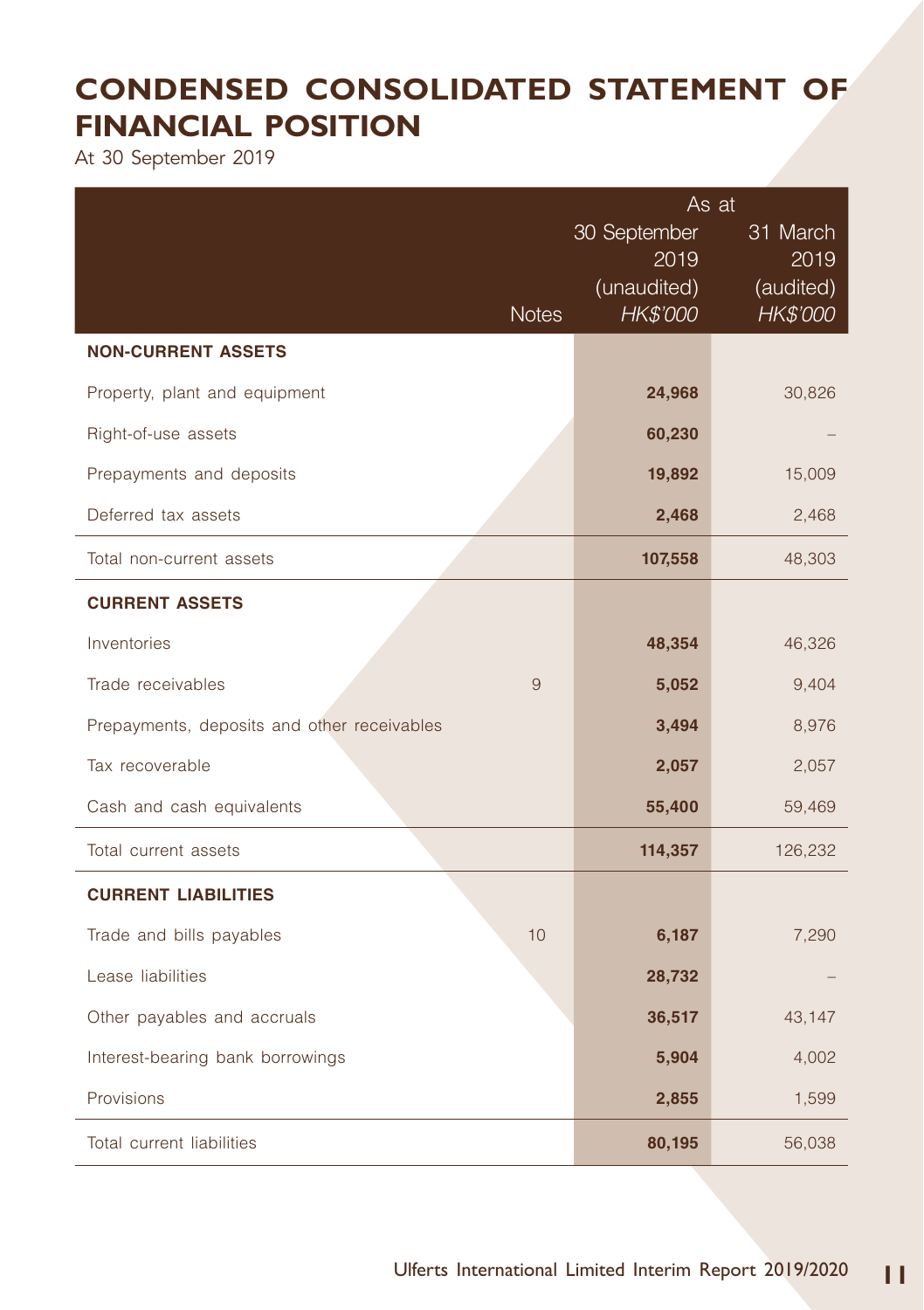# CONDENSED CONSOLIDATED STATEMENT OF FINANCIAL POSITION

At 30 September 2019

| | Notes | As at 30 September 2019 (unaudited) *HK$'000* | As at 31 March 2019 (audited) *HK$'000* |
|---|---|---|---|
| **NON-CURRENT ASSETS** | | | |
| Property, plant and equipment | | **24,968** | 30,826 |
| Right-of-use assets | | **60,230** | – |
| Prepayments and deposits | | **19,892** | 15,009 |
| Deferred tax assets | | **2,468** | 2,468 |
| Total non-current assets | | **107,558** | 48,303 |
| **CURRENT ASSETS** | | | |
| Inventories | | **48,354** | 46,326 |
| Trade receivables | 9 | **5,052** | 9,404 |
| Prepayments, deposits and other receivables | | **3,494** | 8,976 |
| Tax recoverable | | **2,057** | 2,057 |
| Cash and cash equivalents | | **55,400** | 59,469 |
| Total current assets | | **114,357** | 126,232 |
| **CURRENT LIABILITIES** | | | |
| Trade and bills payables | 10 | **6,187** | 7,290 |
| Lease liabilities | | **28,732** | – |
| Other payables and accruals | | **36,517** | 43,147 |
| Interest-bearing bank borrowings | | **5,904** | 4,002 |
| Provisions | | **2,855** | 1,599 |
| Total current liabilities | | **80,195** | 56,038 |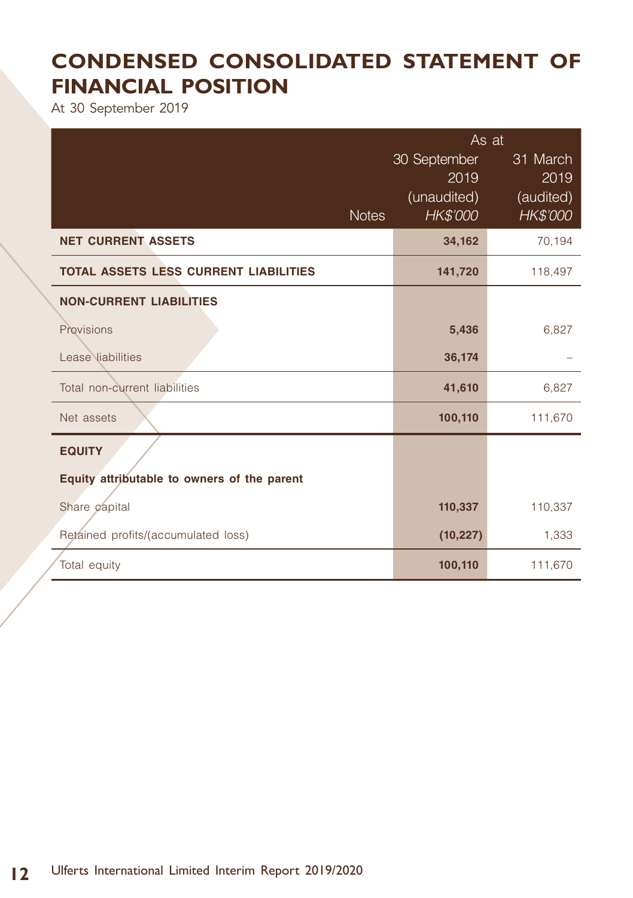# CONDENSED CONSOLIDATED STATEMENT OF FINANCIAL POSITION

At 30 September 2019

| | Notes | As at 30 September 2019 (unaudited) *HK$'000* | As at 31 March 2019 (audited) *HK$'000* |
|---|---|---|---|
| **NET CURRENT ASSETS** | | **34,162** | 70,194 |
| **TOTAL ASSETS LESS CURRENT LIABILITIES** | | **141,720** | 118,497 |
| **NON-CURRENT LIABILITIES** | | | |
| Provisions | | **5,436** | 6,827 |
| Lease liabilities | | **36,174** | – |
| Total non-current liabilities | | **41,610** | 6,827 |
| Net assets | | **100,110** | 111,670 |
| **EQUITY** | | | |
| **Equity attributable to owners of the parent** | | | |
| Share capital | | **110,337** | 110,337 |
| Retained profits/(accumulated loss) | | **(10,227)** | 1,333 |
| Total equity | | **100,110** | 111,670 |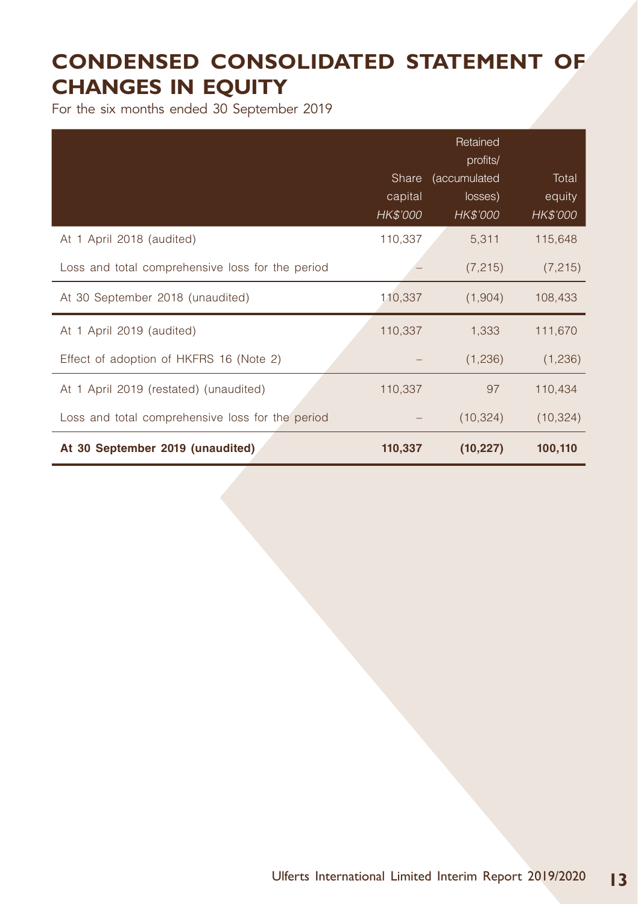# CONDENSED CONSOLIDATED STATEMENT OF CHANGES IN EQUITY

For the six months ended 30 September 2019

| | Share capital *HK$'000* | Retained profits/ (accumulated losses) *HK$'000* | Total equity *HK$'000* |
|---|---|---|---|
| At 1 April 2018 (audited) | 110,337 | 5,311 | 115,648 |
| Loss and total comprehensive loss for the period | – | (7,215) | (7,215) |
| At 30 September 2018 (unaudited) | 110,337 | (1,904) | 108,433 |
| At 1 April 2019 (audited) | 110,337 | 1,333 | 111,670 |
| Effect of adoption of HKFRS 16 (Note 2) | – | (1,236) | (1,236) |
| At 1 April 2019 (restated) (unaudited) | 110,337 | 97 | 110,434 |
| Loss and total comprehensive loss for the period | – | (10,324) | (10,324) |
| **At 30 September 2019 (unaudited)** | **110,337** | **(10,227)** | **100,110** |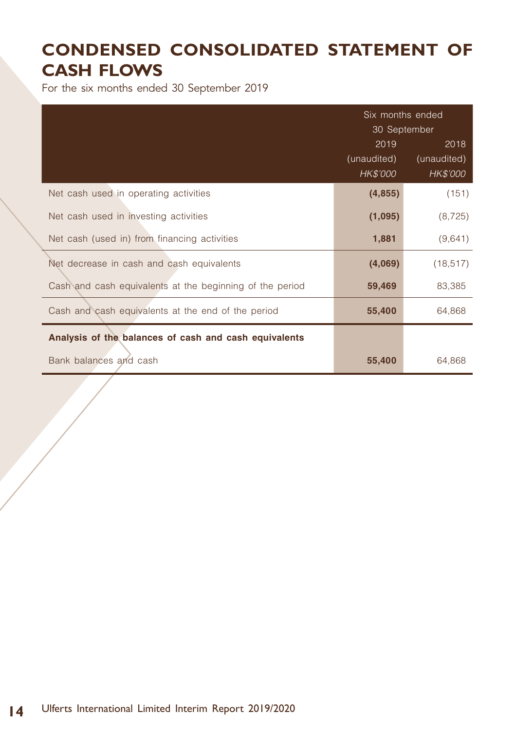# CONDENSED CONSOLIDATED STATEMENT OF CASH FLOWS

For the six months ended 30 September 2019

| | Six months ended 30 September | |
|---|---|---|
| | 2019 | 2018 |
| | (unaudited) | (unaudited) |
| | *HK$'000* | *HK$'000* |
| Net cash used in operating activities | **(4,855)** | (151) |
| Net cash used in investing activities | **(1,095)** | (8,725) |
| Net cash (used in) from financing activities | **1,881** | (9,641) |
| Net decrease in cash and cash equivalents | **(4,069)** | (18,517) |
| Cash and cash equivalents at the beginning of the period | **59,469** | 83,385 |
| Cash and cash equivalents at the end of the period | **55,400** | 64,868 |
| **Analysis of the balances of cash and cash equivalents** | | |
| Bank balances and cash | **55,400** | 64,868 |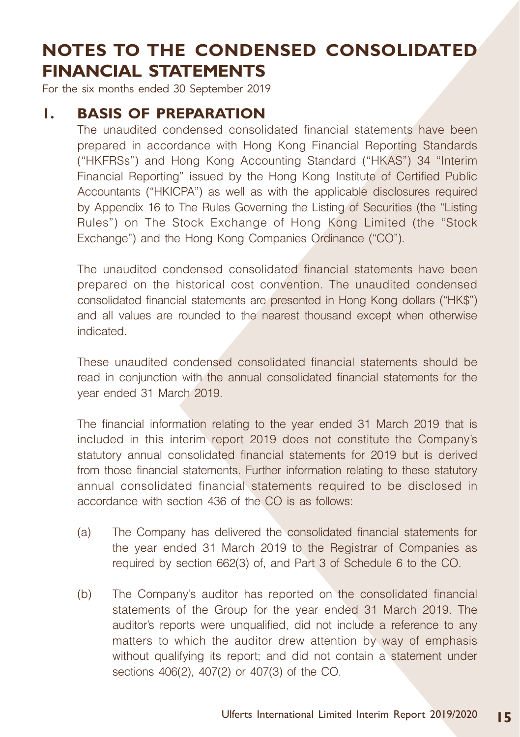# NOTES TO THE CONDENSED CONSOLIDATED FINANCIAL STATEMENTS

For the six months ended 30 September 2019

## 1. BASIS OF PREPARATION

The unaudited condensed consolidated financial statements have been prepared in accordance with Hong Kong Financial Reporting Standards ("HKFRSs") and Hong Kong Accounting Standard ("HKAS") 34 "Interim Financial Reporting" issued by the Hong Kong Institute of Certified Public Accountants ("HKICPA") as well as with the applicable disclosures required by Appendix 16 to The Rules Governing the Listing of Securities (the "Listing Rules") on The Stock Exchange of Hong Kong Limited (the "Stock Exchange") and the Hong Kong Companies Ordinance ("CO").

The unaudited condensed consolidated financial statements have been prepared on the historical cost convention. The unaudited condensed consolidated financial statements are presented in Hong Kong dollars ("HK$") and all values are rounded to the nearest thousand except when otherwise indicated.

These unaudited condensed consolidated financial statements should be read in conjunction with the annual consolidated financial statements for the year ended 31 March 2019.

The financial information relating to the year ended 31 March 2019 that is included in this interim report 2019 does not constitute the Company's statutory annual consolidated financial statements for 2019 but is derived from those financial statements. Further information relating to these statutory annual consolidated financial statements required to be disclosed in accordance with section 436 of the CO is as follows:

(a) The Company has delivered the consolidated financial statements for the year ended 31 March 2019 to the Registrar of Companies as required by section 662(3) of, and Part 3 of Schedule 6 to the CO.

(b) The Company's auditor has reported on the consolidated financial statements of the Group for the year ended 31 March 2019. The auditor's reports were unqualified, did not include a reference to any matters to which the auditor drew attention by way of emphasis without qualifying its report; and did not contain a statement under sections 406(2), 407(2) or 407(3) of the CO.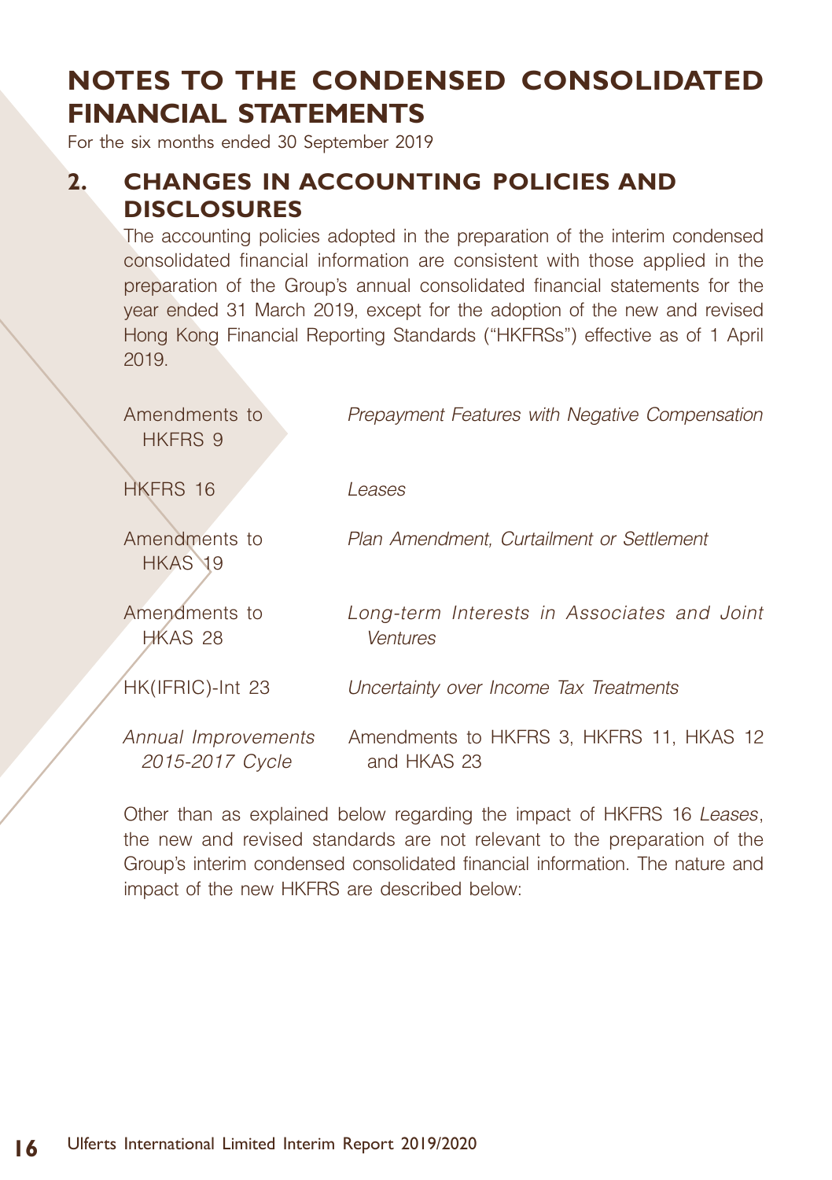# NOTES TO THE CONDENSED CONSOLIDATED FINANCIAL STATEMENTS

For the six months ended 30 September 2019

## 2. CHANGES IN ACCOUNTING POLICIES AND DISCLOSURES

The accounting policies adopted in the preparation of the interim condensed consolidated financial information are consistent with those applied in the preparation of the Group's annual consolidated financial statements for the year ended 31 March 2019, except for the adoption of the new and revised Hong Kong Financial Reporting Standards ("HKFRSs") effective as of 1 April 2019.

| | |
|---|---|
| Amendments to HKFRS 9 | *Prepayment Features with Negative Compensation* |
| HKFRS 16 | *Leases* |
| Amendments to HKAS 19 | *Plan Amendment, Curtailment or Settlement* |
| Amendments to HKAS 28 | *Long-term Interests in Associates and Joint Ventures* |
| HK(IFRIC)-Int 23 | *Uncertainty over Income Tax Treatments* |
| *Annual Improvements 2015-2017 Cycle* | Amendments to HKFRS 3, HKFRS 11, HKAS 12 and HKAS 23 |

Other than as explained below regarding the impact of HKFRS 16 *Leases*, the new and revised standards are not relevant to the preparation of the Group's interim condensed consolidated financial information. The nature and impact of the new HKFRS are described below: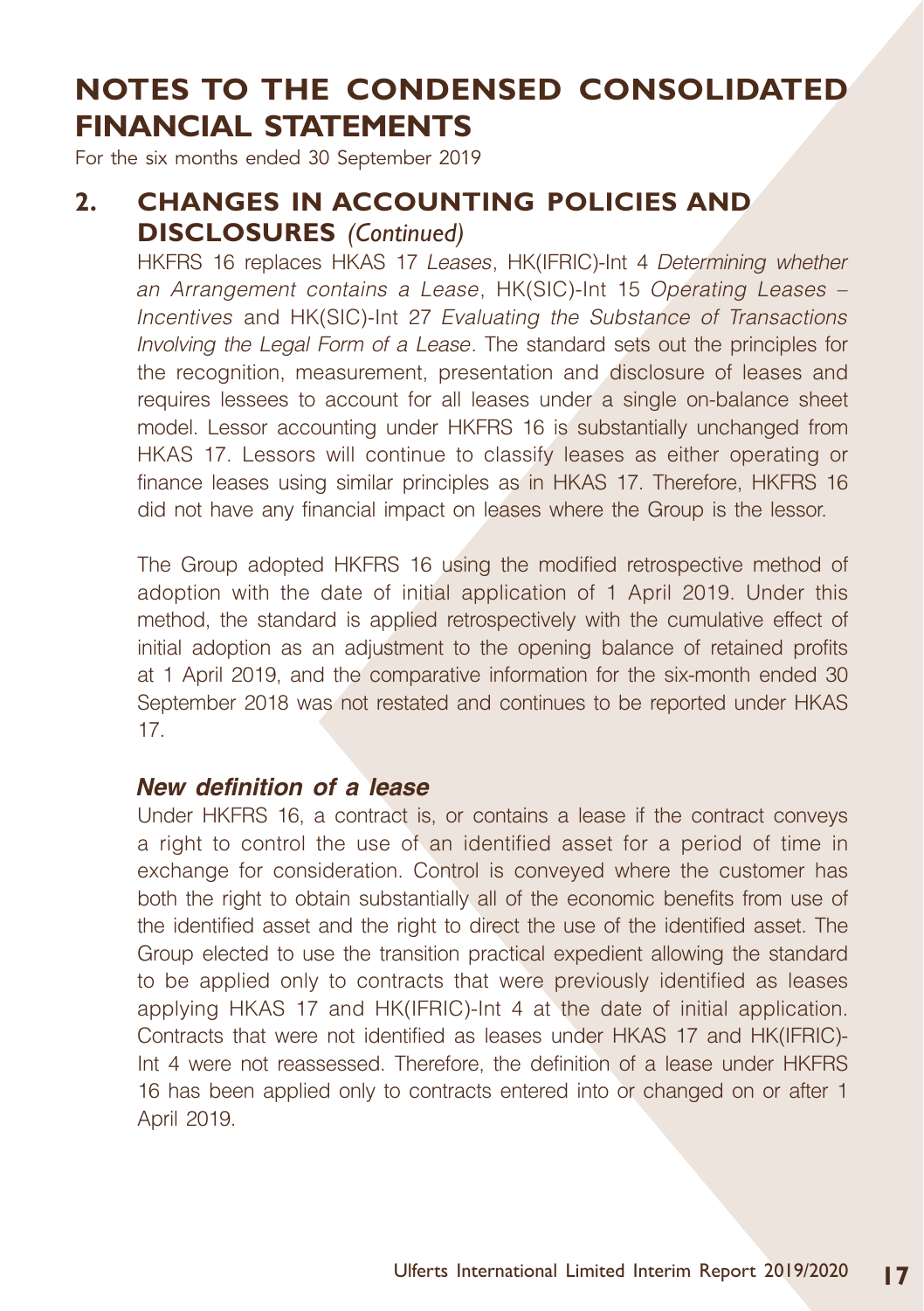# NOTES TO THE CONDENSED CONSOLIDATED FINANCIAL STATEMENTS

For the six months ended 30 September 2019

## 2. CHANGES IN ACCOUNTING POLICIES AND DISCLOSURES *(Continued)*

HKFRS 16 replaces HKAS 17 *Leases*, HK(IFRIC)-Int 4 *Determining whether an Arrangement contains a Lease*, HK(SIC)-Int 15 *Operating Leases – Incentives* and HK(SIC)-Int 27 *Evaluating the Substance of Transactions Involving the Legal Form of a Lease*. The standard sets out the principles for the recognition, measurement, presentation and disclosure of leases and requires lessees to account for all leases under a single on-balance sheet model. Lessor accounting under HKFRS 16 is substantially unchanged from HKAS 17. Lessors will continue to classify leases as either operating or finance leases using similar principles as in HKAS 17. Therefore, HKFRS 16 did not have any financial impact on leases where the Group is the lessor.

The Group adopted HKFRS 16 using the modified retrospective method of adoption with the date of initial application of 1 April 2019. Under this method, the standard is applied retrospectively with the cumulative effect of initial adoption as an adjustment to the opening balance of retained profits at 1 April 2019, and the comparative information for the six-month ended 30 September 2018 was not restated and continues to be reported under HKAS 17.

### *New definition of a lease*

Under HKFRS 16, a contract is, or contains a lease if the contract conveys a right to control the use of an identified asset for a period of time in exchange for consideration. Control is conveyed where the customer has both the right to obtain substantially all of the economic benefits from use of the identified asset and the right to direct the use of the identified asset. The Group elected to use the transition practical expedient allowing the standard to be applied only to contracts that were previously identified as leases applying HKAS 17 and HK(IFRIC)-Int 4 at the date of initial application. Contracts that were not identified as leases under HKAS 17 and HK(IFRIC)-Int 4 were not reassessed. Therefore, the definition of a lease under HKFRS 16 has been applied only to contracts entered into or changed on or after 1 April 2019.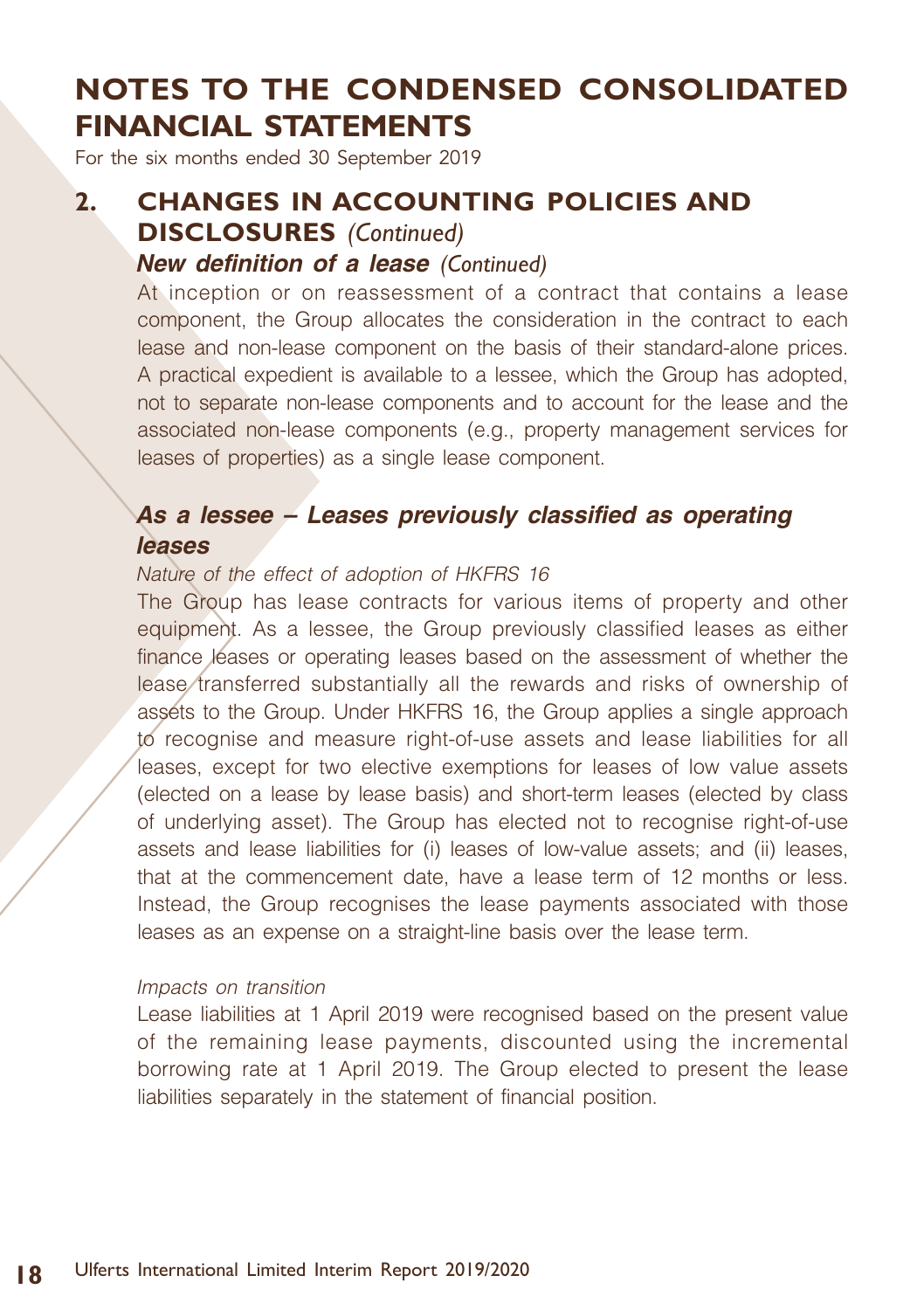# NOTES TO THE CONDENSED CONSOLIDATED FINANCIAL STATEMENTS

For the six months ended 30 September 2019

## 2. CHANGES IN ACCOUNTING POLICIES AND DISCLOSURES *(Continued)*

### *New definition of a lease (Continued)*

At inception or on reassessment of a contract that contains a lease component, the Group allocates the consideration in the contract to each lease and non-lease component on the basis of their standard-alone prices. A practical expedient is available to a lessee, which the Group has adopted, not to separate non-lease components and to account for the lease and the associated non-lease components (e.g., property management services for leases of properties) as a single lease component.

### *As a lessee – Leases previously classified as operating leases*

*Nature of the effect of adoption of HKFRS 16*

The Group has lease contracts for various items of property and other equipment. As a lessee, the Group previously classified leases as either finance leases or operating leases based on the assessment of whether the lease transferred substantially all the rewards and risks of ownership of assets to the Group. Under HKFRS 16, the Group applies a single approach to recognise and measure right-of-use assets and lease liabilities for all leases, except for two elective exemptions for leases of low value assets (elected on a lease by lease basis) and short-term leases (elected by class of underlying asset). The Group has elected not to recognise right-of-use assets and lease liabilities for (i) leases of low-value assets; and (ii) leases, that at the commencement date, have a lease term of 12 months or less. Instead, the Group recognises the lease payments associated with those leases as an expense on a straight-line basis over the lease term.

*Impacts on transition*

Lease liabilities at 1 April 2019 were recognised based on the present value of the remaining lease payments, discounted using the incremental borrowing rate at 1 April 2019. The Group elected to present the lease liabilities separately in the statement of financial position.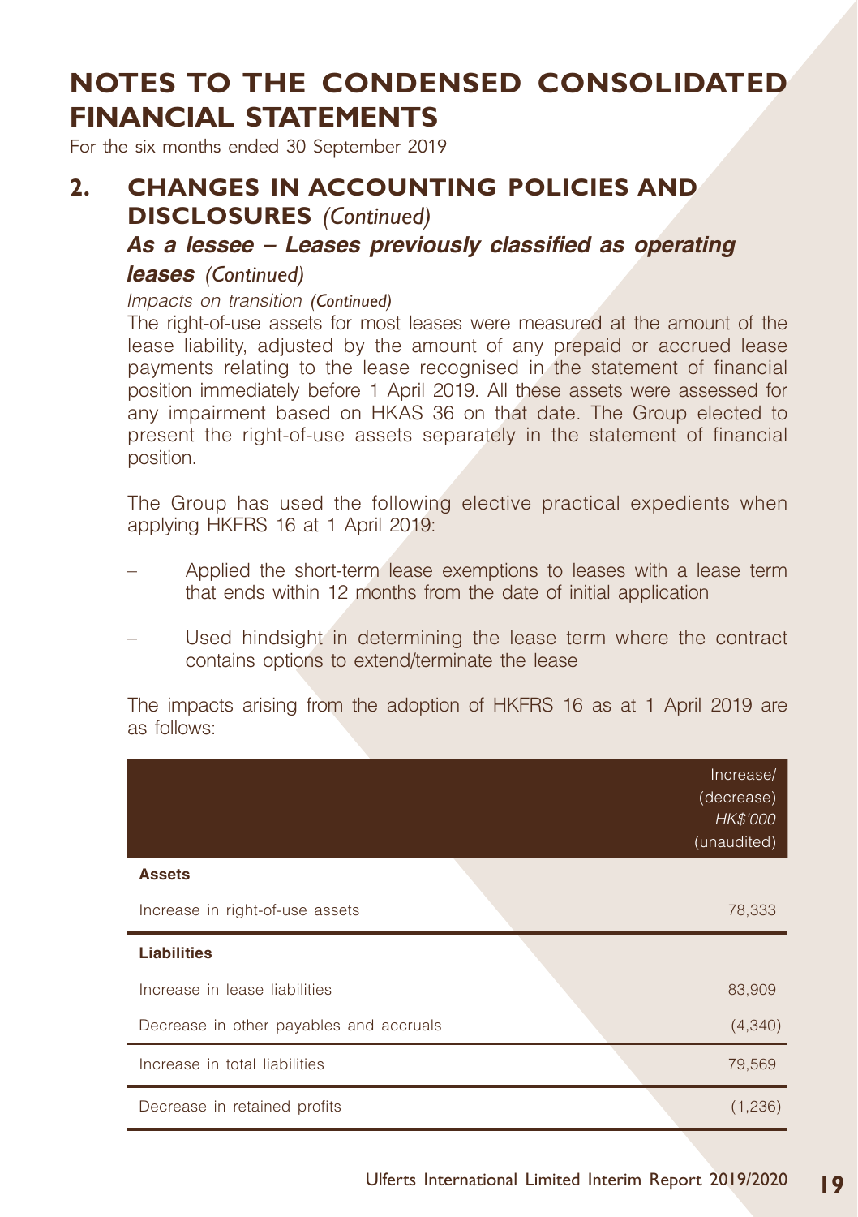# NOTES TO THE CONDENSED CONSOLIDATED FINANCIAL STATEMENTS

For the six months ended 30 September 2019

## 2. CHANGES IN ACCOUNTING POLICIES AND DISCLOSURES *(Continued)*

### *As a lessee – Leases previously classified as operating leases (Continued)*

*Impacts on transition (Continued)*

The right-of-use assets for most leases were measured at the amount of the lease liability, adjusted by the amount of any prepaid or accrued lease payments relating to the lease recognised in the statement of financial position immediately before 1 April 2019. All these assets were assessed for any impairment based on HKAS 36 on that date. The Group elected to present the right-of-use assets separately in the statement of financial position.

The Group has used the following elective practical expedients when applying HKFRS 16 at 1 April 2019:

- Applied the short-term lease exemptions to leases with a lease term that ends within 12 months from the date of initial application
- Used hindsight in determining the lease term where the contract contains options to extend/terminate the lease

The impacts arising from the adoption of HKFRS 16 as at 1 April 2019 are as follows:

| | Increase/ (decrease) *HK$'000* (unaudited) |
|---|---|
| **Assets** | |
| Increase in right-of-use assets | 78,333 |
| **Liabilities** | |
| Increase in lease liabilities | 83,909 |
| Decrease in other payables and accruals | (4,340) |
| Increase in total liabilities | 79,569 |
| Decrease in retained profits | (1,236) |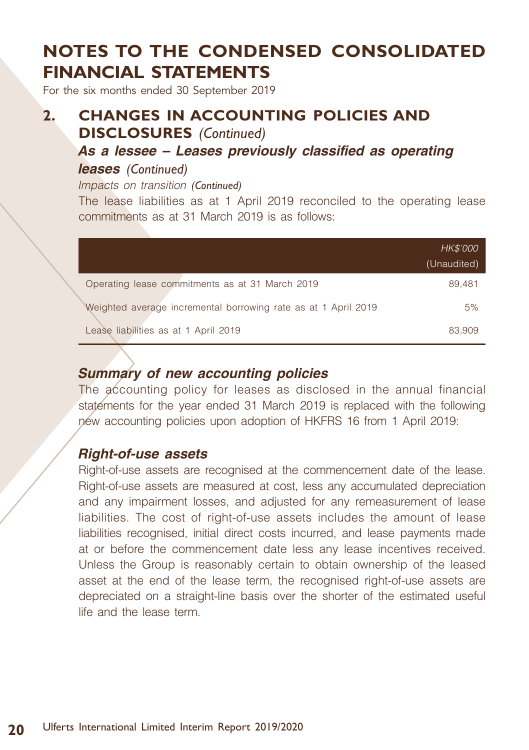# NOTES TO THE CONDENSED CONSOLIDATED FINANCIAL STATEMENTS

For the six months ended 30 September 2019

## 2. CHANGES IN ACCOUNTING POLICIES AND DISCLOSURES *(Continued)*

### *As a lessee – Leases previously classified as operating leases (Continued)*

*Impacts on transition (Continued)*

The lease liabilities as at 1 April 2019 reconciled to the operating lease commitments as at 31 March 2019 is as follows:

| | *HK$'000* (Unaudited) |
|---|---|
| Operating lease commitments as at 31 March 2019 | 89,481 |
| Weighted average incremental borrowing rate as at 1 April 2019 | 5% |
| Lease liabilities as at 1 April 2019 | 83,909 |

### *Summary of new accounting policies*

The accounting policy for leases as disclosed in the annual financial statements for the year ended 31 March 2019 is replaced with the following new accounting policies upon adoption of HKFRS 16 from 1 April 2019:

### *Right-of-use assets*

Right-of-use assets are recognised at the commencement date of the lease. Right-of-use assets are measured at cost, less any accumulated depreciation and any impairment losses, and adjusted for any remeasurement of lease liabilities. The cost of right-of-use assets includes the amount of lease liabilities recognised, initial direct costs incurred, and lease payments made at or before the commencement date less any lease incentives received. Unless the Group is reasonably certain to obtain ownership of the leased asset at the end of the lease term, the recognised right-of-use assets are depreciated on a straight-line basis over the shorter of the estimated useful life and the lease term.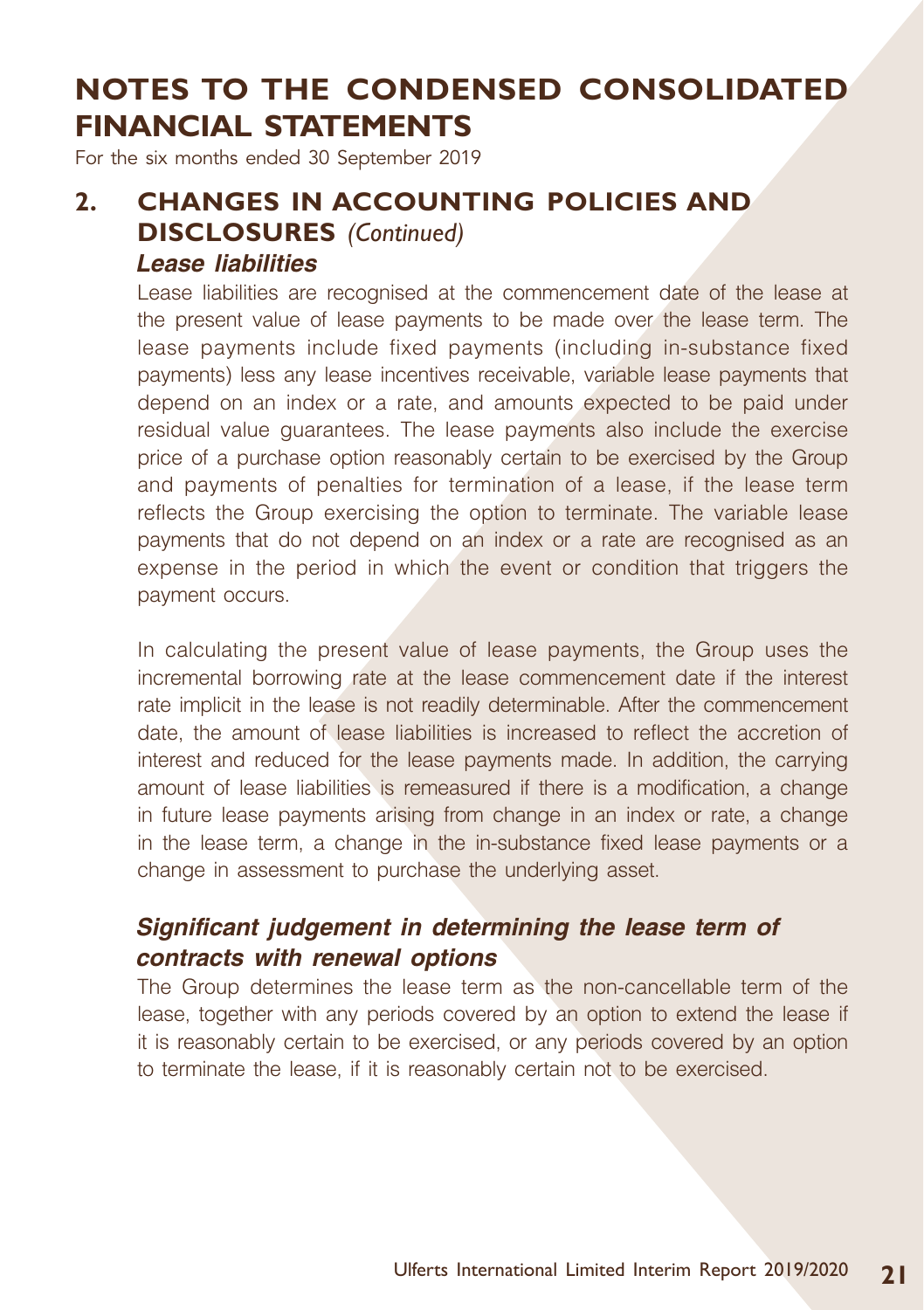# NOTES TO THE CONDENSED CONSOLIDATED FINANCIAL STATEMENTS

For the six months ended 30 September 2019

## 2. CHANGES IN ACCOUNTING POLICIES AND DISCLOSURES *(Continued)*

### *Lease liabilities*

Lease liabilities are recognised at the commencement date of the lease at the present value of lease payments to be made over the lease term. The lease payments include fixed payments (including in-substance fixed payments) less any lease incentives receivable, variable lease payments that depend on an index or a rate, and amounts expected to be paid under residual value guarantees. The lease payments also include the exercise price of a purchase option reasonably certain to be exercised by the Group and payments of penalties for termination of a lease, if the lease term reflects the Group exercising the option to terminate. The variable lease payments that do not depend on an index or a rate are recognised as an expense in the period in which the event or condition that triggers the payment occurs.

In calculating the present value of lease payments, the Group uses the incremental borrowing rate at the lease commencement date if the interest rate implicit in the lease is not readily determinable. After the commencement date, the amount of lease liabilities is increased to reflect the accretion of interest and reduced for the lease payments made. In addition, the carrying amount of lease liabilities is remeasured if there is a modification, a change in future lease payments arising from change in an index or rate, a change in the lease term, a change in the in-substance fixed lease payments or a change in assessment to purchase the underlying asset.

### *Significant judgement in determining the lease term of contracts with renewal options*

The Group determines the lease term as the non-cancellable term of the lease, together with any periods covered by an option to extend the lease if it is reasonably certain to be exercised, or any periods covered by an option to terminate the lease, if it is reasonably certain not to be exercised.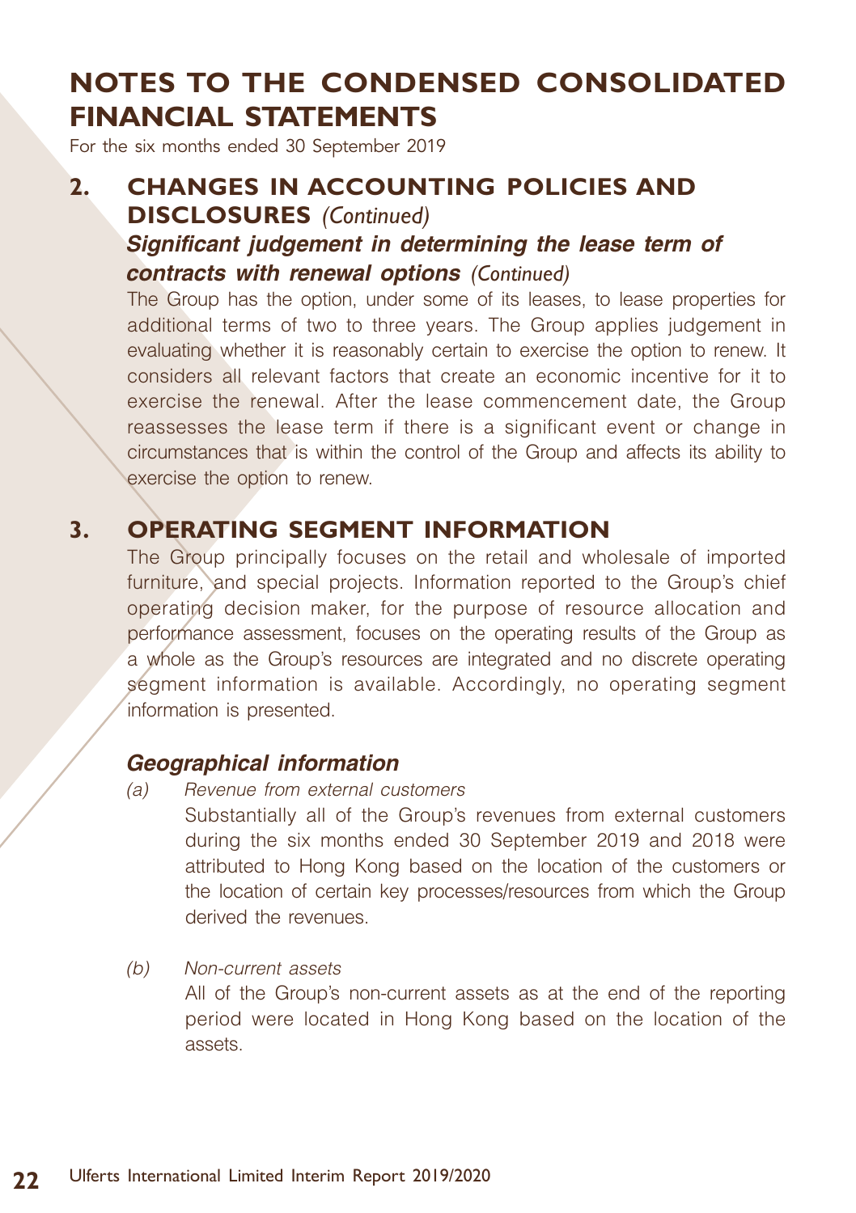# NOTES TO THE CONDENSED CONSOLIDATED FINANCIAL STATEMENTS

For the six months ended 30 September 2019

## 2. CHANGES IN ACCOUNTING POLICIES AND DISCLOSURES *(Continued)*

### *Significant judgement in determining the lease term of contracts with renewal options (Continued)*

The Group has the option, under some of its leases, to lease properties for additional terms of two to three years. The Group applies judgement in evaluating whether it is reasonably certain to exercise the option to renew. It considers all relevant factors that create an economic incentive for it to exercise the renewal. After the lease commencement date, the Group reassesses the lease term if there is a significant event or change in circumstances that is within the control of the Group and affects its ability to exercise the option to renew.

## 3. OPERATING SEGMENT INFORMATION

The Group principally focuses on the retail and wholesale of imported furniture, and special projects. Information reported to the Group's chief operating decision maker, for the purpose of resource allocation and performance assessment, focuses on the operating results of the Group as a whole as the Group's resources are integrated and no discrete operating segment information is available. Accordingly, no operating segment information is presented.

### *Geographical information*

*(a) Revenue from external customers*

Substantially all of the Group's revenues from external customers during the six months ended 30 September 2019 and 2018 were attributed to Hong Kong based on the location of the customers or the location of certain key processes/resources from which the Group derived the revenues.

*(b) Non-current assets*

All of the Group's non-current assets as at the end of the reporting period were located in Hong Kong based on the location of the assets.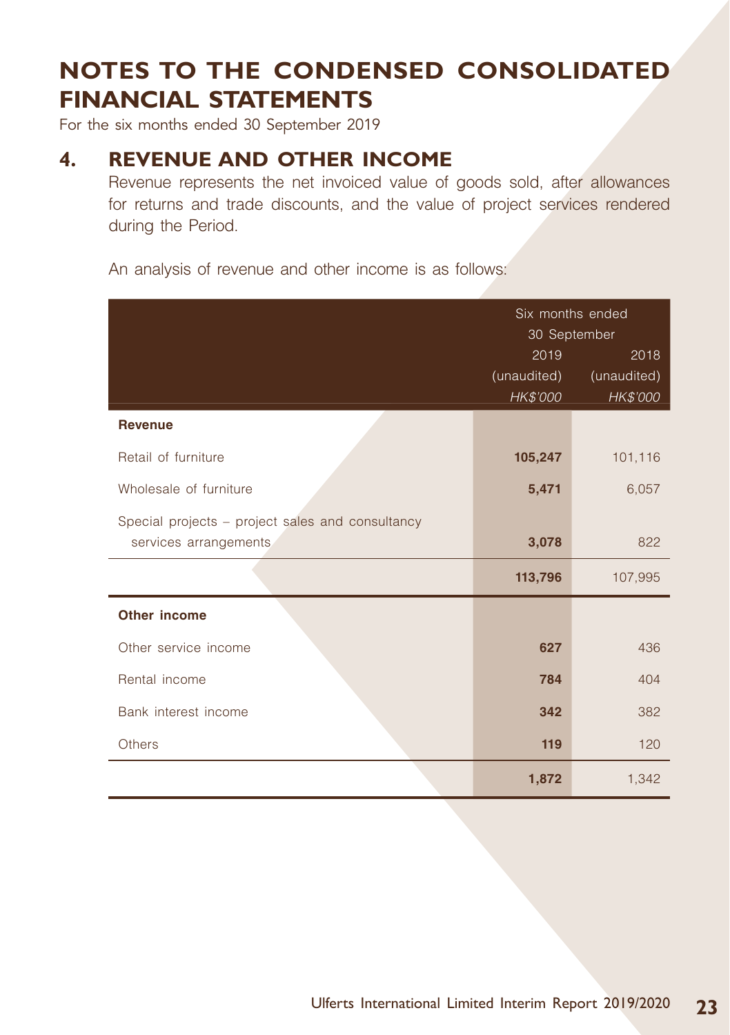# NOTES TO THE CONDENSED CONSOLIDATED FINANCIAL STATEMENTS

For the six months ended 30 September 2019

## 4. REVENUE AND OTHER INCOME

Revenue represents the net invoiced value of goods sold, after allowances for returns and trade discounts, and the value of project services rendered during the Period.

An analysis of revenue and other income is as follows:

| | Six months ended 30 September | |
|---|---|---|
| | 2019 | 2018 |
| | (unaudited) | (unaudited) |
| | *HK$'000* | *HK$'000* |
| **Revenue** | | |
| Retail of furniture | **105,247** | 101,116 |
| Wholesale of furniture | **5,471** | 6,057 |
| Special projects – project sales and consultancy services arrangements | **3,078** | 822 |
| | **113,796** | 107,995 |
| **Other income** | | |
| Other service income | **627** | 436 |
| Rental income | **784** | 404 |
| Bank interest income | **342** | 382 |
| Others | **119** | 120 |
| | **1,872** | 1,342 |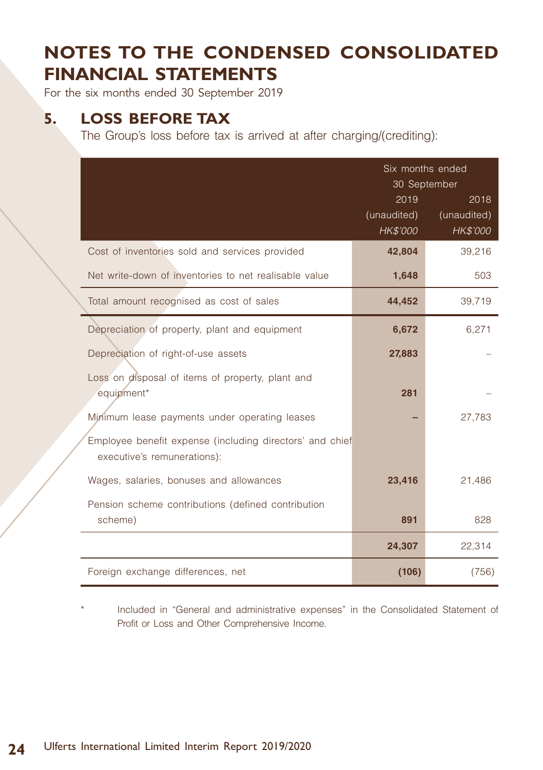# NOTES TO THE CONDENSED CONSOLIDATED FINANCIAL STATEMENTS

For the six months ended 30 September 2019

## 5. LOSS BEFORE TAX

The Group's loss before tax is arrived at after charging/(crediting):

| | Six months ended 30 September | |
|---|---|---|
| | 2019 (unaudited) *HK$'000* | 2018 (unaudited) *HK$'000* |
| Cost of inventories sold and services provided | **42,804** | 39,216 |
| Net write-down of inventories to net realisable value | **1,648** | 503 |
| Total amount recognised as cost of sales | **44,452** | 39,719 |
| Depreciation of property, plant and equipment | **6,672** | 6,271 |
| Depreciation of right-of-use assets | **27,883** | – |
| Loss on disposal of items of property, plant and equipment* | **281** | – |
| Minimum lease payments under operating leases | **–** | 27,783 |
| Employee benefit expense (including directors' and chief executive's remunerations): | | |
| Wages, salaries, bonuses and allowances | **23,416** | 21,486 |
| Pension scheme contributions (defined contribution scheme) | **891** | 828 |
| | **24,307** | 22,314 |
| Foreign exchange differences, net | **(106)** | (756) |

\* Included in "General and administrative expenses" in the Consolidated Statement of Profit or Loss and Other Comprehensive Income.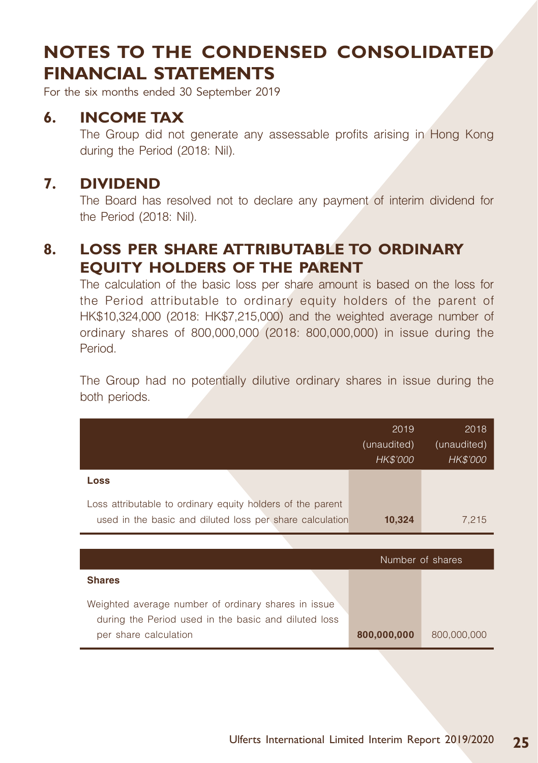# NOTES TO THE CONDENSED CONSOLIDATED FINANCIAL STATEMENTS

For the six months ended 30 September 2019

## 6. INCOME TAX

The Group did not generate any assessable profits arising in Hong Kong during the Period (2018: Nil).

## 7. DIVIDEND

The Board has resolved not to declare any payment of interim dividend for the Period (2018: Nil).

## 8. LOSS PER SHARE ATTRIBUTABLE TO ORDINARY EQUITY HOLDERS OF THE PARENT

The calculation of the basic loss per share amount is based on the loss for the Period attributable to ordinary equity holders of the parent of HK$10,324,000 (2018: HK$7,215,000) and the weighted average number of ordinary shares of 800,000,000 (2018: 800,000,000) in issue during the Period.

The Group had no potentially dilutive ordinary shares in issue during the both periods.

| | 2019 (unaudited) *HK$'000* | 2018 (unaudited) *HK$'000* |
|---|---|---|
| **Loss** | | |
| Loss attributable to ordinary equity holders of the parent used in the basic and diluted loss per share calculation | **10,324** | 7,215 |

| | Number of shares | |
|---|---|---|
| **Shares** | | |
| Weighted average number of ordinary shares in issue during the Period used in the basic and diluted loss per share calculation | **800,000,000** | 800,000,000 |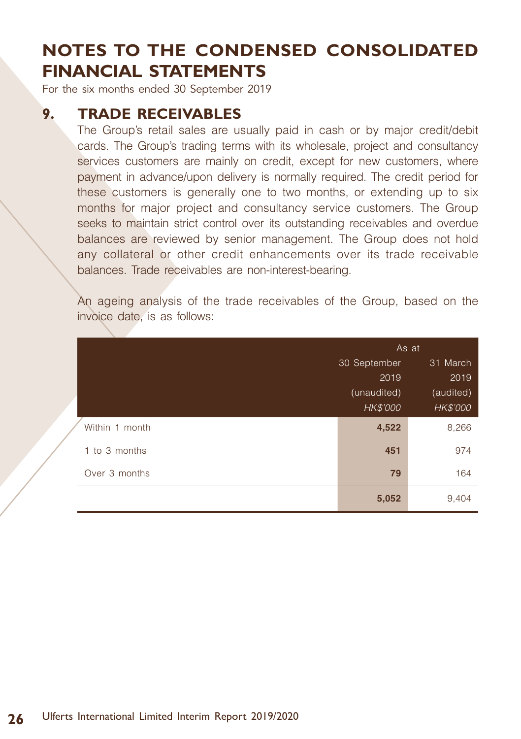# NOTES TO THE CONDENSED CONSOLIDATED FINANCIAL STATEMENTS

For the six months ended 30 September 2019

## 9. TRADE RECEIVABLES

The Group's retail sales are usually paid in cash or by major credit/debit cards. The Group's trading terms with its wholesale, project and consultancy services customers are mainly on credit, except for new customers, where payment in advance/upon delivery is normally required. The credit period for these customers is generally one to two months, or extending up to six months for major project and consultancy service customers. The Group seeks to maintain strict control over its outstanding receivables and overdue balances are reviewed by senior management. The Group does not hold any collateral or other credit enhancements over its trade receivable balances. Trade receivables are non-interest-bearing.

An ageing analysis of the trade receivables of the Group, based on the invoice date, is as follows:

| | As at | |
|---|---|---|
| | 30 September 2019 (unaudited) *HK$'000* | 31 March 2019 (audited) *HK$'000* |
| Within 1 month | **4,522** | 8,266 |
| 1 to 3 months | **451** | 974 |
| Over 3 months | **79** | 164 |
| | **5,052** | 9,404 |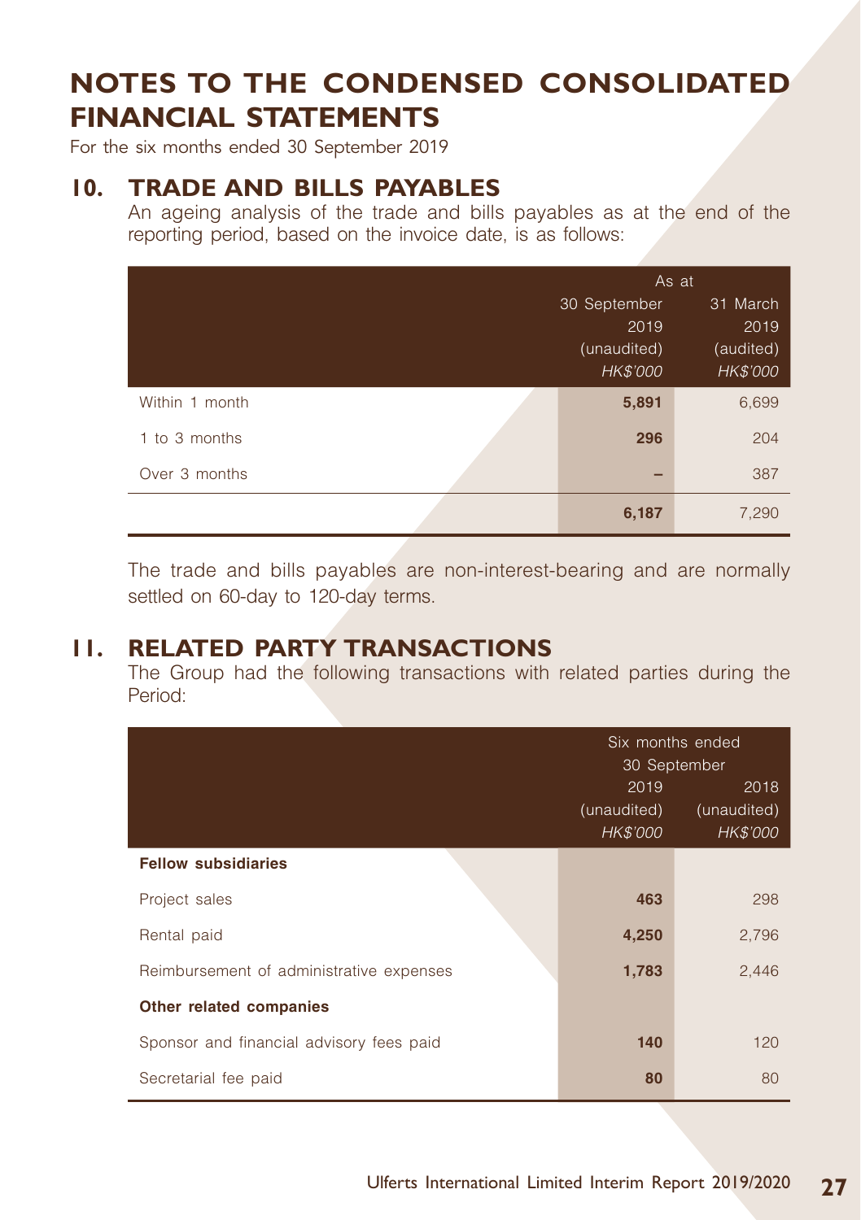# NOTES TO THE CONDENSED CONSOLIDATED FINANCIAL STATEMENTS

For the six months ended 30 September 2019

## 10. TRADE AND BILLS PAYABLES

An ageing analysis of the trade and bills payables as at the end of the reporting period, based on the invoice date, is as follows:

| | As at | |
|---|---|---|
| | 30 September 2019 (unaudited) *HK$'000* | 31 March 2019 (audited) *HK$'000* |
| Within 1 month | **5,891** | 6,699 |
| 1 to 3 months | **296** | 204 |
| Over 3 months | **–** | 387 |
| | **6,187** | 7,290 |

The trade and bills payables are non-interest-bearing and are normally settled on 60-day to 120-day terms.

## 11. RELATED PARTY TRANSACTIONS

The Group had the following transactions with related parties during the Period:

| | Six months ended 30 September | |
|---|---|---|
| | 2019 (unaudited) *HK$'000* | 2018 (unaudited) *HK$'000* |
| **Fellow subsidiaries** | | |
| Project sales | **463** | 298 |
| Rental paid | **4,250** | 2,796 |
| Reimbursement of administrative expenses | **1,783** | 2,446 |
| **Other related companies** | | |
| Sponsor and financial advisory fees paid | **140** | 120 |
| Secretarial fee paid | **80** | 80 |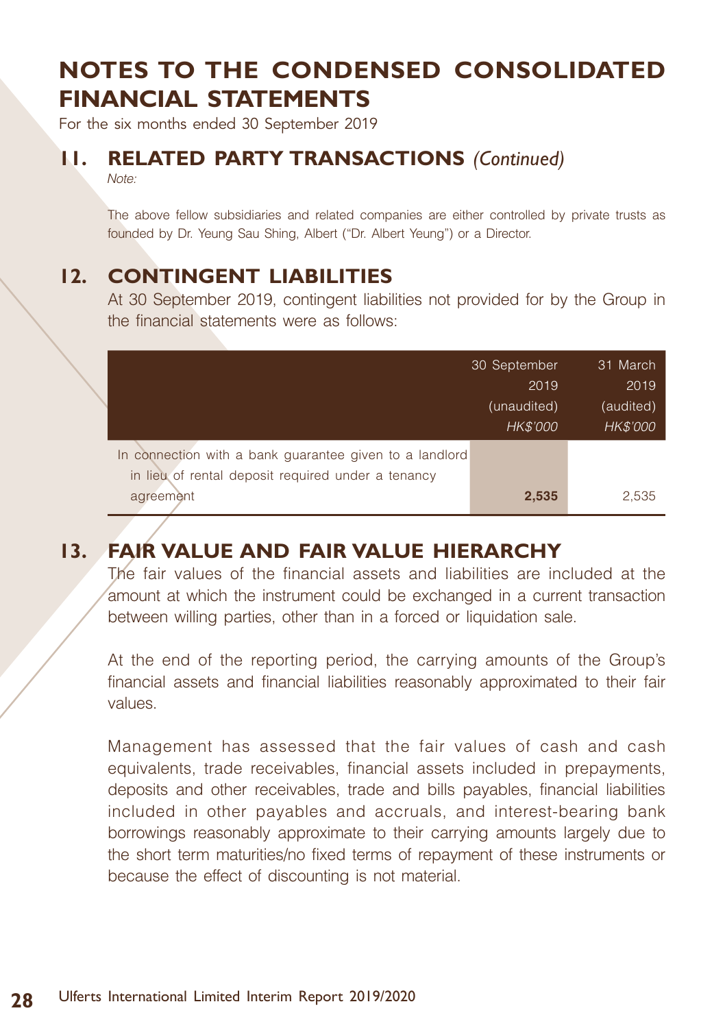# NOTES TO THE CONDENSED CONSOLIDATED FINANCIAL STATEMENTS

For the six months ended 30 September 2019

## 11. RELATED PARTY TRANSACTIONS *(Continued)*

*Note:*

The above fellow subsidiaries and related companies are either controlled by private trusts as founded by Dr. Yeung Sau Shing, Albert ("Dr. Albert Yeung") or a Director.

## 12. CONTINGENT LIABILITIES

At 30 September 2019, contingent liabilities not provided for by the Group in the financial statements were as follows:

| | 30 September 2019 (unaudited) *HK$'000* | 31 March 2019 (audited) *HK$'000* |
|---|---|---|
| In connection with a bank guarantee given to a landlord in lieu of rental deposit required under a tenancy agreement | **2,535** | 2,535 |

## 13. FAIR VALUE AND FAIR VALUE HIERARCHY

The fair values of the financial assets and liabilities are included at the amount at which the instrument could be exchanged in a current transaction between willing parties, other than in a forced or liquidation sale.

At the end of the reporting period, the carrying amounts of the Group's financial assets and financial liabilities reasonably approximated to their fair values.

Management has assessed that the fair values of cash and cash equivalents, trade receivables, financial assets included in prepayments, deposits and other receivables, trade and bills payables, financial liabilities included in other payables and accruals, and interest-bearing bank borrowings reasonably approximate to their carrying amounts largely due to the short term maturities/no fixed terms of repayment of these instruments or because the effect of discounting is not material.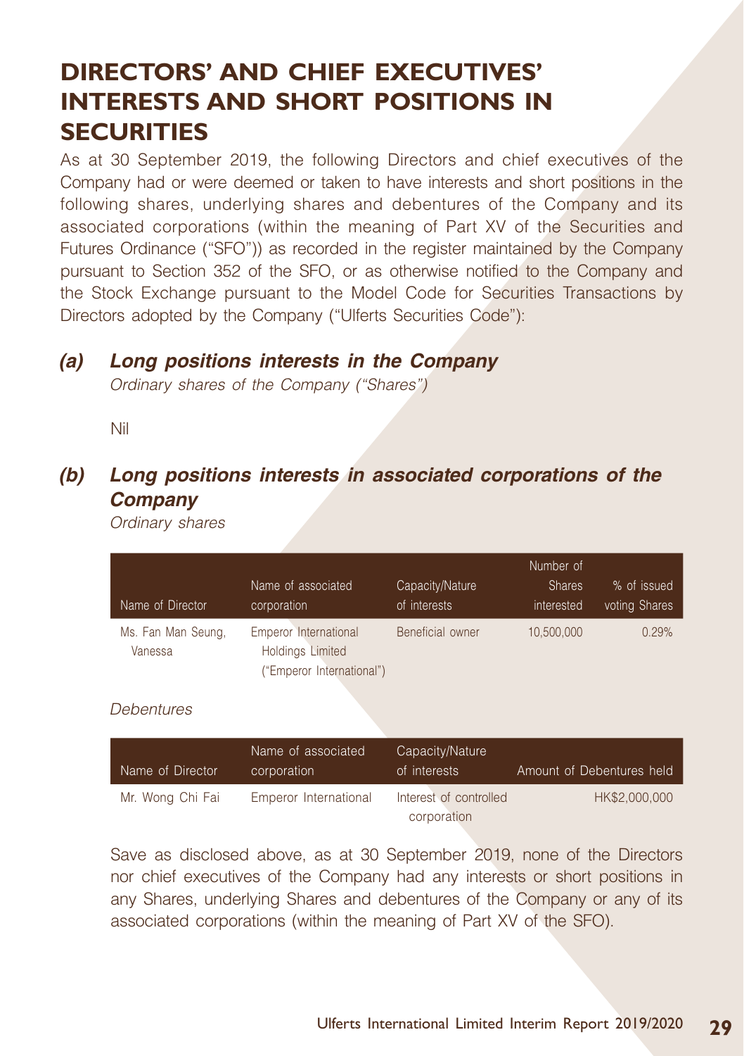# DIRECTORS' AND CHIEF EXECUTIVES' INTERESTS AND SHORT POSITIONS IN SECURITIES

As at 30 September 2019, the following Directors and chief executives of the Company had or were deemed or taken to have interests and short positions in the following shares, underlying shares and debentures of the Company and its associated corporations (within the meaning of Part XV of the Securities and Futures Ordinance ("SFO")) as recorded in the register maintained by the Company pursuant to Section 352 of the SFO, or as otherwise notified to the Company and the Stock Exchange pursuant to the Model Code for Securities Transactions by Directors adopted by the Company ("Ulferts Securities Code"):

## *(a) Long positions interests in the Company*

*Ordinary shares of the Company ("Shares")*

Nil

## *(b) Long positions interests in associated corporations of the Company*

*Ordinary shares*

| Name of Director | Name of associated corporation | Capacity/Nature of interests | Number of Shares interested | % of issued voting Shares |
|---|---|---|---|---|
| Ms. Fan Man Seung, Vanessa | Emperor International Holdings Limited ("Emperor International") | Beneficial owner | 10,500,000 | 0.29% |

*Debentures*

| Name of Director | Name of associated corporation | Capacity/Nature of interests | Amount of Debentures held |
|---|---|---|---|
| Mr. Wong Chi Fai | Emperor International | Interest of controlled corporation | HK$2,000,000 |

Save as disclosed above, as at 30 September 2019, none of the Directors nor chief executives of the Company had any interests or short positions in any Shares, underlying Shares and debentures of the Company or any of its associated corporations (within the meaning of Part XV of the SFO).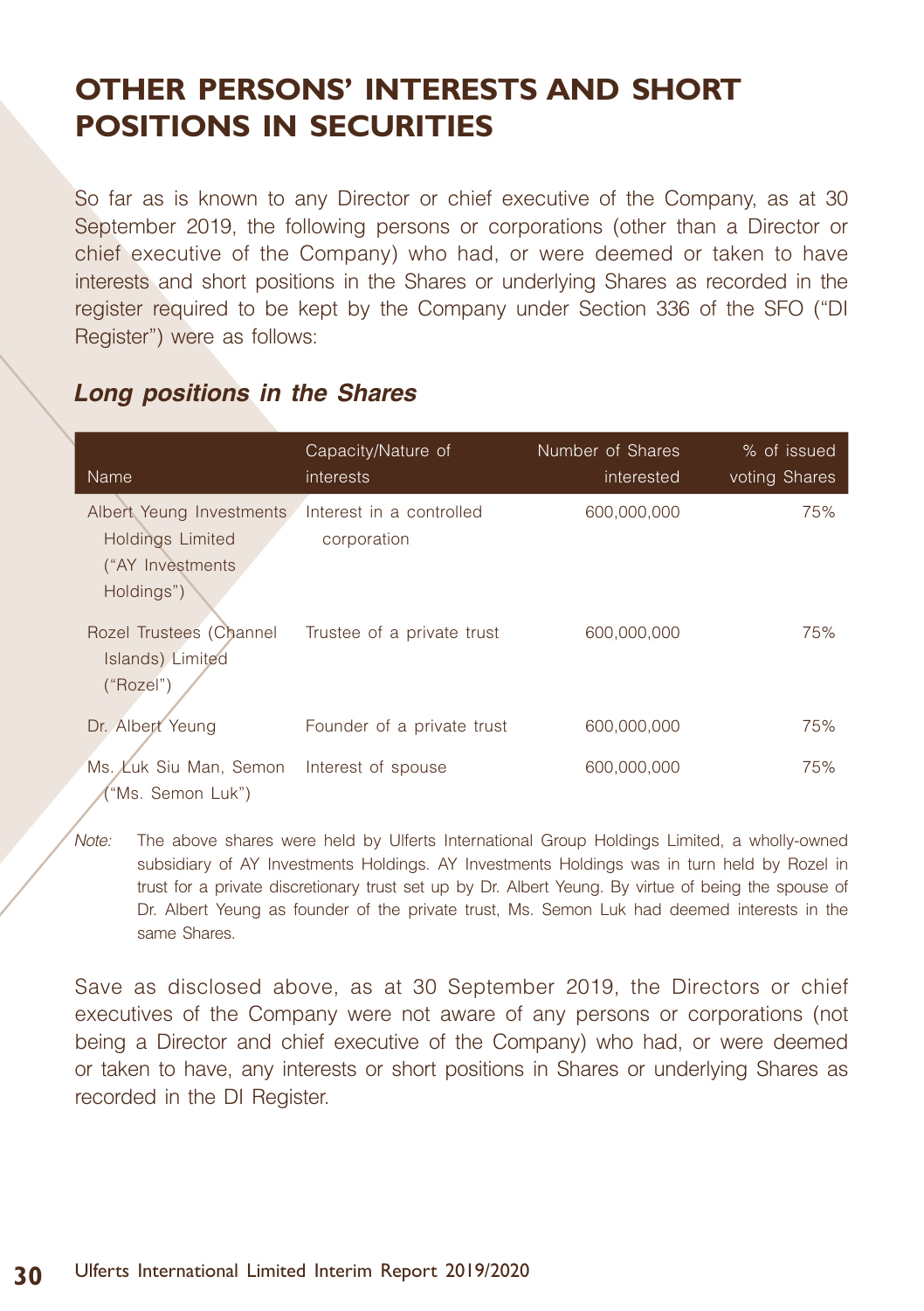# OTHER PERSONS' INTERESTS AND SHORT POSITIONS IN SECURITIES

So far as is known to any Director or chief executive of the Company, as at 30 September 2019, the following persons or corporations (other than a Director or chief executive of the Company) who had, or were deemed or taken to have interests and short positions in the Shares or underlying Shares as recorded in the register required to be kept by the Company under Section 336 of the SFO ("DI Register") were as follows:

## *Long positions in the Shares*

| Name | Capacity/Nature of interests | Number of Shares interested | % of issued voting Shares |
|---|---|---|---|
| Albert Yeung Investments Holdings Limited ("AY Investments Holdings") | Interest in a controlled corporation | 600,000,000 | 75% |
| Rozel Trustees (Channel Islands) Limited ("Rozel") | Trustee of a private trust | 600,000,000 | 75% |
| Dr. Albert Yeung | Founder of a private trust | 600,000,000 | 75% |
| Ms. Luk Siu Man, Semon ("Ms. Semon Luk") | Interest of spouse | 600,000,000 | 75% |

*Note:* The above shares were held by Ulferts International Group Holdings Limited, a wholly-owned subsidiary of AY Investments Holdings. AY Investments Holdings was in turn held by Rozel in trust for a private discretionary trust set up by Dr. Albert Yeung. By virtue of being the spouse of Dr. Albert Yeung as founder of the private trust, Ms. Semon Luk had deemed interests in the same Shares.

Save as disclosed above, as at 30 September 2019, the Directors or chief executives of the Company were not aware of any persons or corporations (not being a Director and chief executive of the Company) who had, or were deemed or taken to have, any interests or short positions in Shares or underlying Shares as recorded in the DI Register.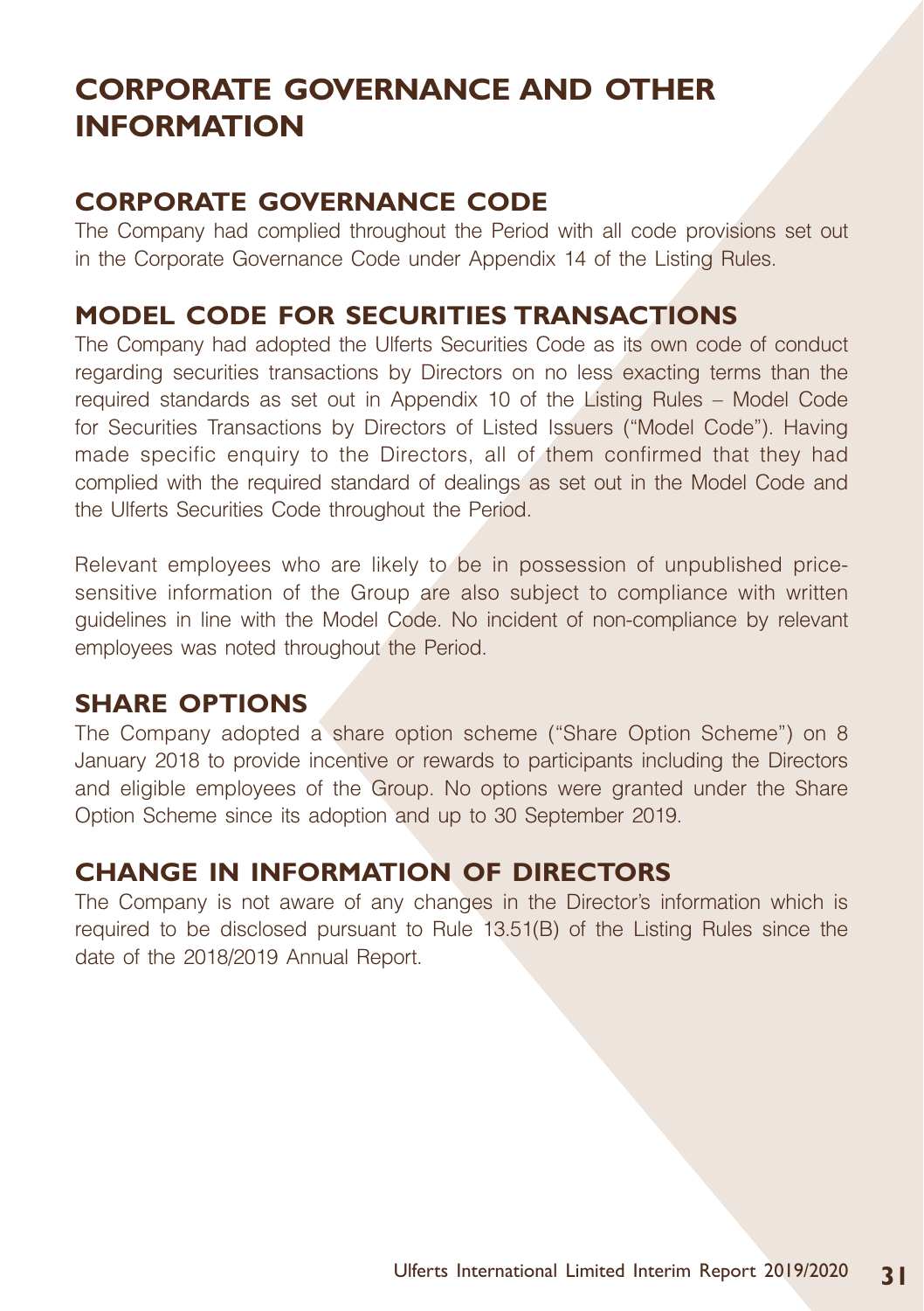# CORPORATE GOVERNANCE AND OTHER INFORMATION

## CORPORATE GOVERNANCE CODE

The Company had complied throughout the Period with all code provisions set out in the Corporate Governance Code under Appendix 14 of the Listing Rules.

## MODEL CODE FOR SECURITIES TRANSACTIONS

The Company had adopted the Ulferts Securities Code as its own code of conduct regarding securities transactions by Directors on no less exacting terms than the required standards as set out in Appendix 10 of the Listing Rules – Model Code for Securities Transactions by Directors of Listed Issuers ("Model Code"). Having made specific enquiry to the Directors, all of them confirmed that they had complied with the required standard of dealings as set out in the Model Code and the Ulferts Securities Code throughout the Period.

Relevant employees who are likely to be in possession of unpublished price-sensitive information of the Group are also subject to compliance with written guidelines in line with the Model Code. No incident of non-compliance by relevant employees was noted throughout the Period.

## SHARE OPTIONS

The Company adopted a share option scheme ("Share Option Scheme") on 8 January 2018 to provide incentive or rewards to participants including the Directors and eligible employees of the Group. No options were granted under the Share Option Scheme since its adoption and up to 30 September 2019.

## CHANGE IN INFORMATION OF DIRECTORS

The Company is not aware of any changes in the Director's information which is required to be disclosed pursuant to Rule 13.51(B) of the Listing Rules since the date of the 2018/2019 Annual Report.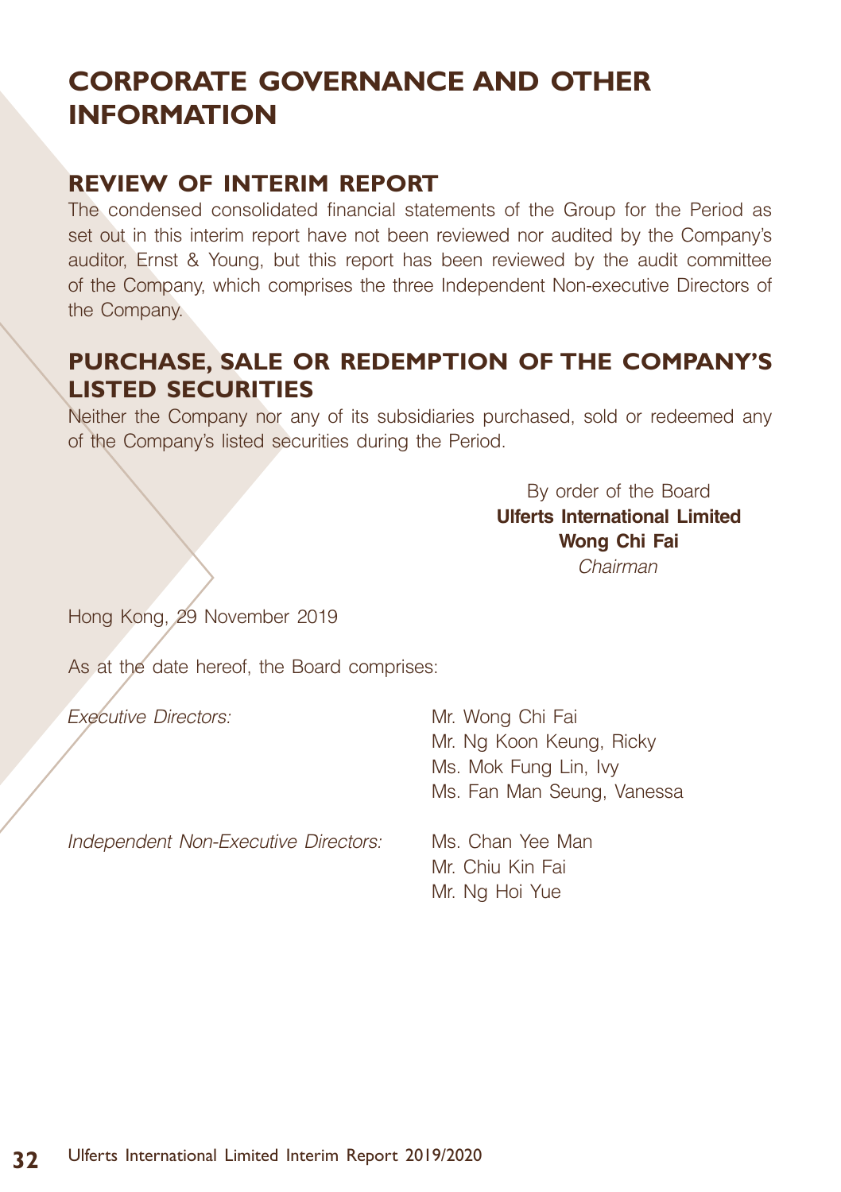# CORPORATE GOVERNANCE AND OTHER INFORMATION

## REVIEW OF INTERIM REPORT

The condensed consolidated financial statements of the Group for the Period as set out in this interim report have not been reviewed nor audited by the Company's auditor, Ernst & Young, but this report has been reviewed by the audit committee of the Company, which comprises the three Independent Non-executive Directors of the Company.

## PURCHASE, SALE OR REDEMPTION OF THE COMPANY'S LISTED SECURITIES

Neither the Company nor any of its subsidiaries purchased, sold or redeemed any of the Company's listed securities during the Period.

By order of the Board
**Ulferts International Limited**
**Wong Chi Fai**
*Chairman*

Hong Kong, 29 November 2019

As at the date hereof, the Board comprises:

| | |
|---|---|
| *Executive Directors:* | Mr. Wong Chi Fai |
| | Mr. Ng Koon Keung, Ricky |
| | Ms. Mok Fung Lin, Ivy |
| | Ms. Fan Man Seung, Vanessa |
| *Independent Non-Executive Directors:* | Ms. Chan Yee Man |
| | Mr. Chiu Kin Fai |
| | Mr. Ng Hoi Yue |